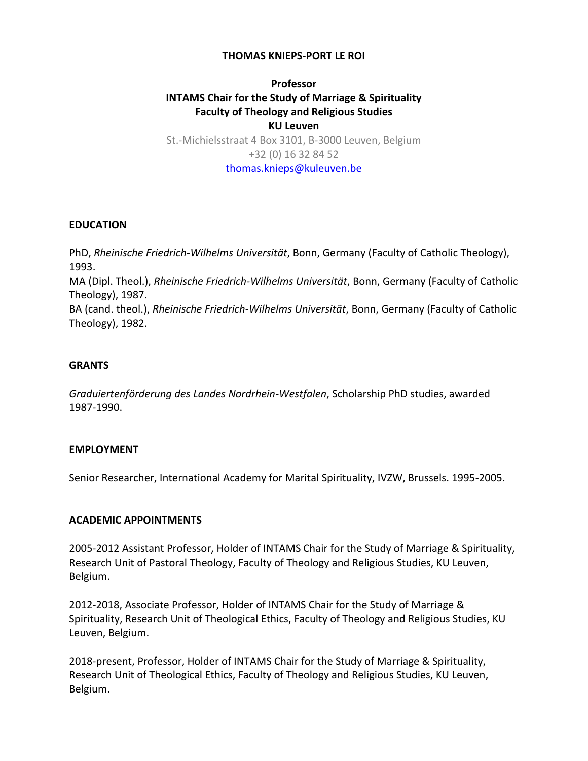# THOMAS KNIEPS-PORT LE ROI

**Professor**
**INTAMS Chair for the Study of Marriage & Spirituality**
**Faculty of Theology and Religious Studies**
**KU Leuven**

St.-Michielsstraat 4 Box 3101, B-3000 Leuven, Belgium
+32 (0) 16 32 84 52
thomas.knieps@kuleuven.be

## EDUCATION

PhD, *Rheinische Friedrich-Wilhelms Universität*, Bonn, Germany (Faculty of Catholic Theology), 1993.
MA (Dipl. Theol.), *Rheinische Friedrich-Wilhelms Universität*, Bonn, Germany (Faculty of Catholic Theology), 1987.
BA (cand. theol.), *Rheinische Friedrich-Wilhelms Universität*, Bonn, Germany (Faculty of Catholic Theology), 1982.

## GRANTS

*Graduiertenförderung des Landes Nordrhein-Westfalen*, Scholarship PhD studies, awarded 1987-1990.

## EMPLOYMENT

Senior Researcher, International Academy for Marital Spirituality, IVZW, Brussels. 1995-2005.

## ACADEMIC APPOINTMENTS

2005-2012 Assistant Professor, Holder of INTAMS Chair for the Study of Marriage & Spirituality, Research Unit of Pastoral Theology, Faculty of Theology and Religious Studies, KU Leuven, Belgium.

2012-2018, Associate Professor, Holder of INTAMS Chair for the Study of Marriage & Spirituality, Research Unit of Theological Ethics, Faculty of Theology and Religious Studies, KU Leuven, Belgium.

2018-present, Professor, Holder of INTAMS Chair for the Study of Marriage & Spirituality, Research Unit of Theological Ethics, Faculty of Theology and Religious Studies, KU Leuven, Belgium.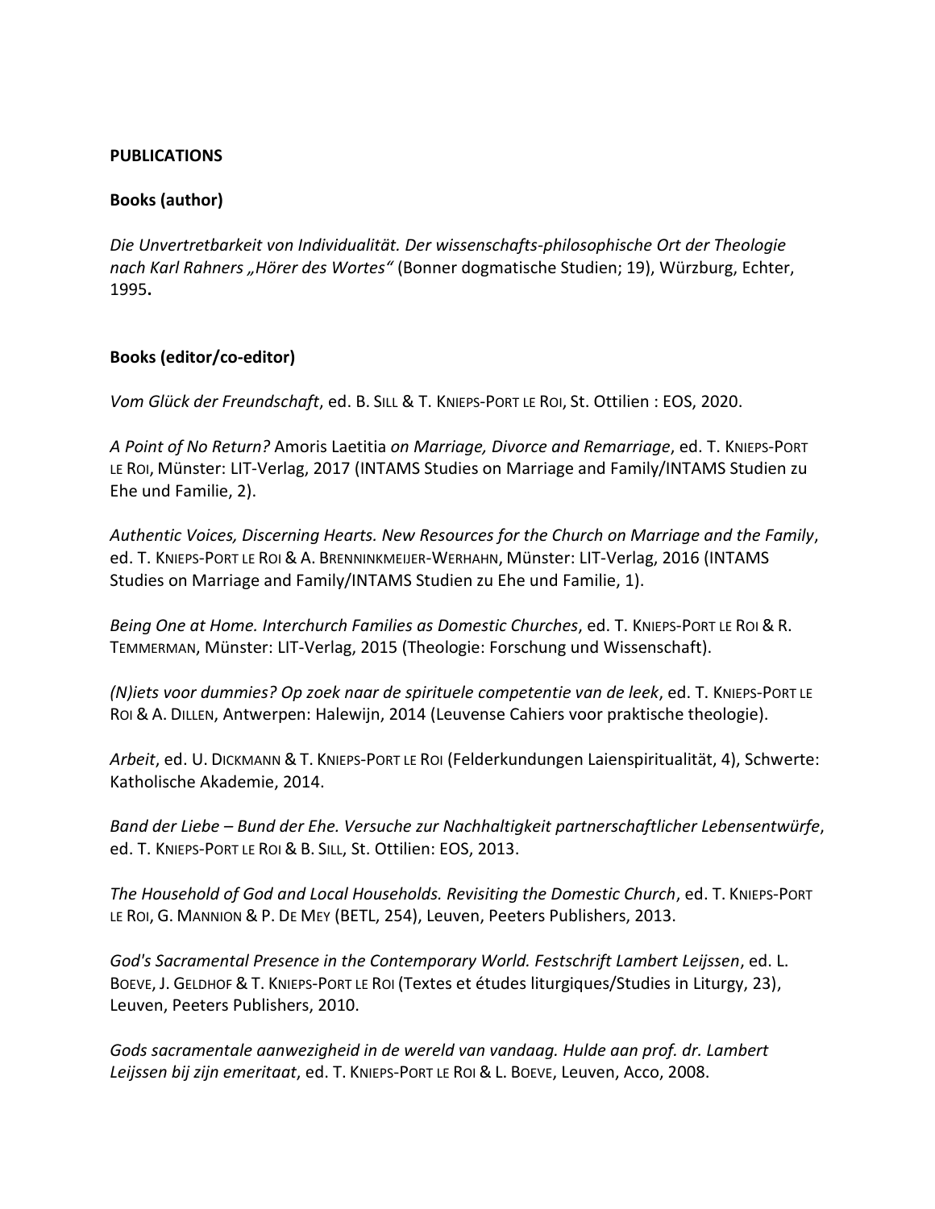**PUBLICATIONS**

**Books (author)**

*Die Unvertretbarkeit von Individualität. Der wissenschafts-philosophische Ort der Theologie nach Karl Rahners „Hörer des Wortes"* (Bonner dogmatische Studien; 19), Würzburg, Echter, 1995**.**

**Books (editor/co-editor)**

*Vom Glück der Freundschaft*, ed. B. Sill & T. Knieps-Port le Roi, St. Ottilien : EOS, 2020.

*A Point of No Return?* Amoris Laetitia *on Marriage, Divorce and Remarriage*, ed. T. Knieps-Port le Roi, Münster: LIT-Verlag, 2017 (INTAMS Studies on Marriage and Family/INTAMS Studien zu Ehe und Familie, 2).

*Authentic Voices, Discerning Hearts. New Resources for the Church on Marriage and the Family*, ed. T. Knieps-Port le Roi & A. Brenninkmeijer-Werhahn, Münster: LIT-Verlag, 2016 (INTAMS Studies on Marriage and Family/INTAMS Studien zu Ehe und Familie, 1).

*Being One at Home. Interchurch Families as Domestic Churches*, ed. T. Knieps-Port le Roi & R. Temmerman, Münster: LIT-Verlag, 2015 (Theologie: Forschung und Wissenschaft).

*(N)iets voor dummies? Op zoek naar de spirituele competentie van de leek*, ed. T. Knieps-Port le Roi & A. Dillen, Antwerpen: Halewijn, 2014 (Leuvense Cahiers voor praktische theologie).

*Arbeit*, ed. U. Dickmann & T. Knieps-Port le Roi (Felderkundungen Laienspiritualität, 4), Schwerte: Katholische Akademie, 2014.

*Band der Liebe – Bund der Ehe. Versuche zur Nachhaltigkeit partnerschaftlicher Lebensentwürfe*, ed. T. Knieps-Port le Roi & B. Sill, St. Ottilien: EOS, 2013.

*The Household of God and Local Households. Revisiting the Domestic Church*, ed. T. Knieps-Port le Roi, G. Mannion & P. De Mey (BETL, 254), Leuven, Peeters Publishers, 2013.

*God's Sacramental Presence in the Contemporary World. Festschrift Lambert Leijssen*, ed. L. Boeve, J. Geldhof & T. Knieps-Port le Roi (Textes et études liturgiques/Studies in Liturgy, 23), Leuven, Peeters Publishers, 2010.

*Gods sacramentale aanwezigheid in de wereld van vandaag. Hulde aan prof. dr. Lambert Leijssen bij zijn emeritaat*, ed. T. Knieps-Port le Roi & L. Boeve, Leuven, Acco, 2008.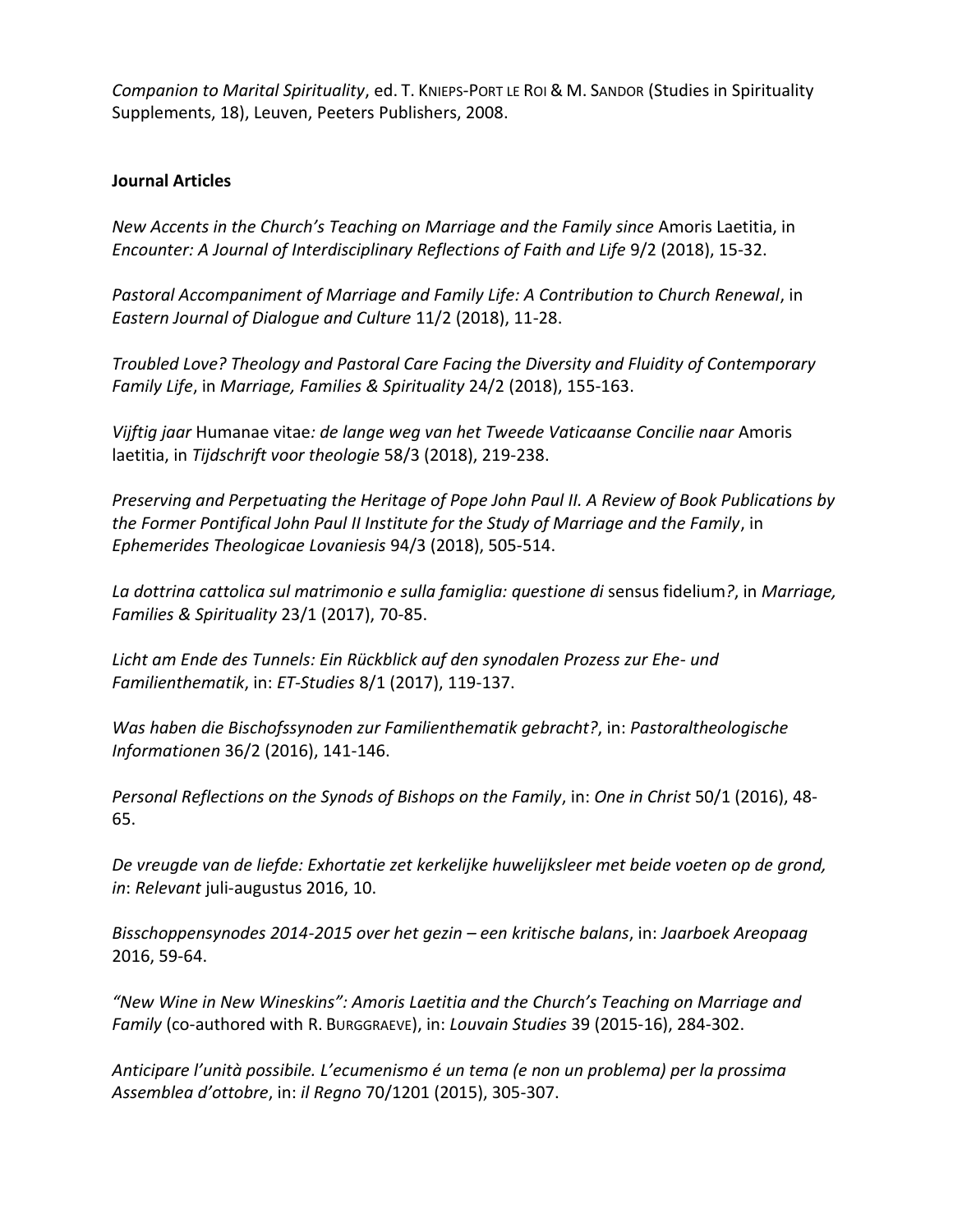*Companion to Marital Spirituality*, ed. T. KNIEPS-PORT LE ROI & M. SANDOR (Studies in Spirituality Supplements, 18), Leuven, Peeters Publishers, 2008.

**Journal Articles**

*New Accents in the Church's Teaching on Marriage and the Family since* Amoris Laetitia, in *Encounter: A Journal of Interdisciplinary Reflections of Faith and Life* 9/2 (2018), 15-32.

*Pastoral Accompaniment of Marriage and Family Life: A Contribution to Church Renewal*, in *Eastern Journal of Dialogue and Culture* 11/2 (2018), 11-28.

*Troubled Love? Theology and Pastoral Care Facing the Diversity and Fluidity of Contemporary Family Life*, in *Marriage, Families & Spirituality* 24/2 (2018), 155-163.

*Vijftig jaar* Humanae vitae*: de lange weg van het Tweede Vaticaanse Concilie naar* Amoris laetitia, in *Tijdschrift voor theologie* 58/3 (2018), 219-238.

*Preserving and Perpetuating the Heritage of Pope John Paul II. A Review of Book Publications by the Former Pontifical John Paul II Institute for the Study of Marriage and the Family*, in *Ephemerides Theologicae Lovaniesis* 94/3 (2018), 505-514.

*La dottrina cattolica sul matrimonio e sulla famiglia: questione di* sensus fidelium*?*, in *Marriage, Families & Spirituality* 23/1 (2017), 70-85.

*Licht am Ende des Tunnels: Ein Rückblick auf den synodalen Prozess zur Ehe- und Familienthematik*, in: *ET-Studies* 8/1 (2017), 119-137.

*Was haben die Bischofssynoden zur Familienthematik gebracht?*, in: *Pastoraltheologische Informationen* 36/2 (2016), 141-146.

*Personal Reflections on the Synods of Bishops on the Family*, in: *One in Christ* 50/1 (2016), 48-65.

*De vreugde van de liefde: Exhortatie zet kerkelijke huwelijksleer met beide voeten op de grond, in*: *Relevant* juli-augustus 2016, 10.

*Bisschoppensynodes 2014-2015 over het gezin – een kritische balans*, in: *Jaarboek Areopaag* 2016, 59-64.

*"New Wine in New Wineskins": Amoris Laetitia and the Church's Teaching on Marriage and Family* (co-authored with R. BURGGRAEVE), in: *Louvain Studies* 39 (2015-16), 284-302.

*Anticipare l'unità possibile. L'ecumenismo é un tema (e non un problema) per la prossima Assemblea d'ottobre*, in: *il Regno* 70/1201 (2015), 305-307.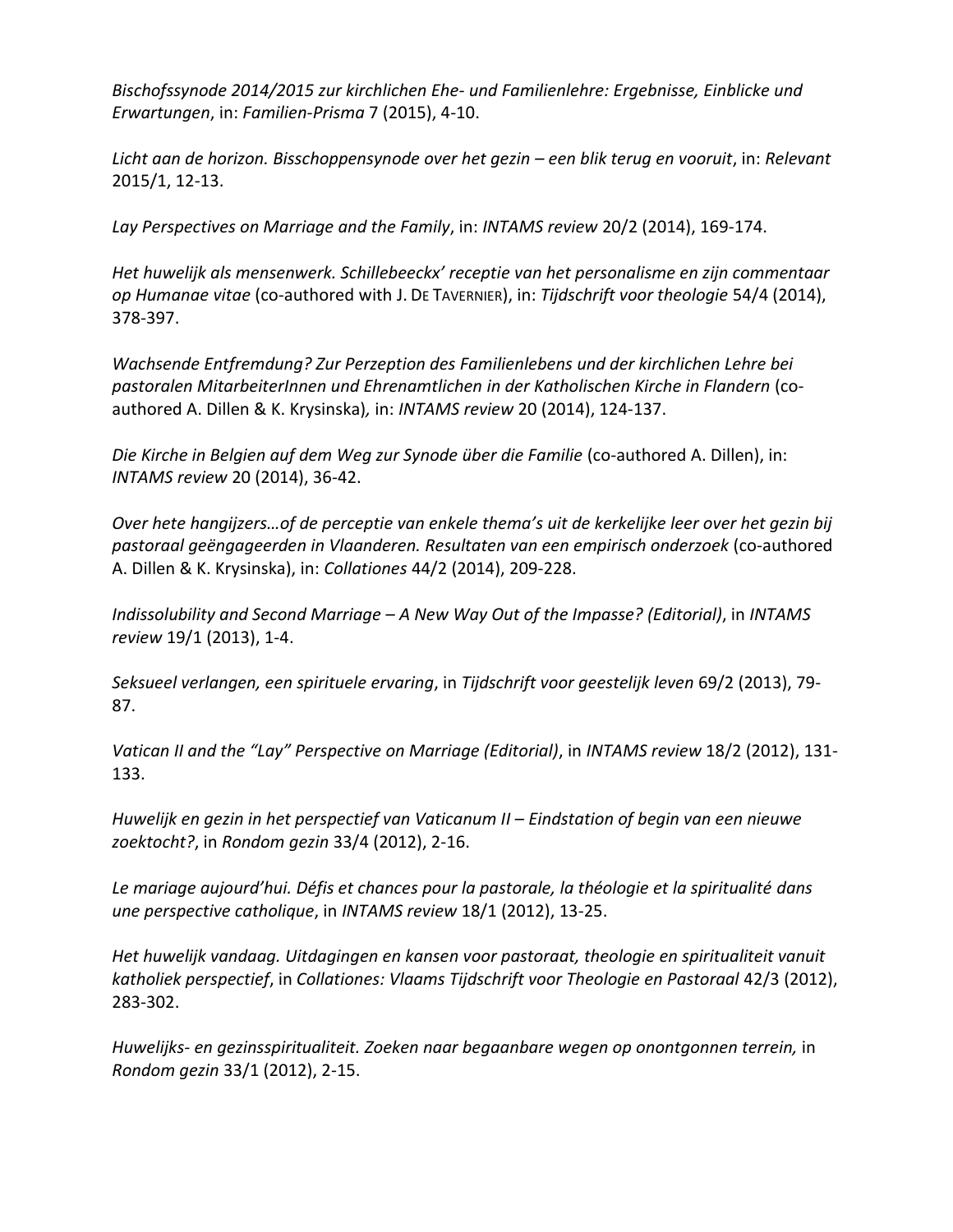*Bischofssynode 2014/2015 zur kirchlichen Ehe- und Familienlehre: Ergebnisse, Einblicke und Erwartungen*, in: *Familien-Prisma* 7 (2015), 4-10.

*Licht aan de horizon. Bisschoppensynode over het gezin – een blik terug en vooruit*, in: *Relevant* 2015/1, 12-13.

*Lay Perspectives on Marriage and the Family*, in: *INTAMS review* 20/2 (2014), 169-174.

*Het huwelijk als mensenwerk. Schillebeeckx' receptie van het personalisme en zijn commentaar op Humanae vitae* (co-authored with J. De Tavernier), in: *Tijdschrift voor theologie* 54/4 (2014), 378-397.

*Wachsende Entfremdung? Zur Perzeption des Familienlebens und der kirchlichen Lehre bei pastoralen MitarbeiterInnen und Ehrenamtlichen in der Katholischen Kirche in Flandern* (co-authored A. Dillen & K. Krysinska), in: *INTAMS review* 20 (2014), 124-137.

*Die Kirche in Belgien auf dem Weg zur Synode über die Familie* (co-authored A. Dillen), in: *INTAMS review* 20 (2014), 36-42.

*Over hete hangijzers…of de perceptie van enkele thema's uit de kerkelijke leer over het gezin bij pastoraal geëngageerden in Vlaanderen. Resultaten van een empirisch onderzoek* (co-authored A. Dillen & K. Krysinska), in: *Collationes* 44/2 (2014), 209-228.

*Indissolubility and Second Marriage – A New Way Out of the Impasse? (Editorial)*, in *INTAMS review* 19/1 (2013), 1-4.

*Seksueel verlangen, een spirituele ervaring*, in *Tijdschrift voor geestelijk leven* 69/2 (2013), 79-87.

*Vatican II and the "Lay" Perspective on Marriage (Editorial)*, in *INTAMS review* 18/2 (2012), 131-133.

*Huwelijk en gezin in het perspectief van Vaticanum II – Eindstation of begin van een nieuwe zoektocht?*, in *Rondom gezin* 33/4 (2012), 2-16.

*Le mariage aujourd'hui. Défis et chances pour la pastorale, la théologie et la spiritualité dans une perspective catholique*, in *INTAMS review* 18/1 (2012), 13-25.

*Het huwelijk vandaag. Uitdagingen en kansen voor pastoraat, theologie en spiritualiteit vanuit katholiek perspectief*, in *Collationes: Vlaams Tijdschrift voor Theologie en Pastoraal* 42/3 (2012), 283-302.

*Huwelijks- en gezinsspiritualiteit. Zoeken naar begaanbare wegen op onontgonnen terrein,* in *Rondom gezin* 33/1 (2012), 2-15.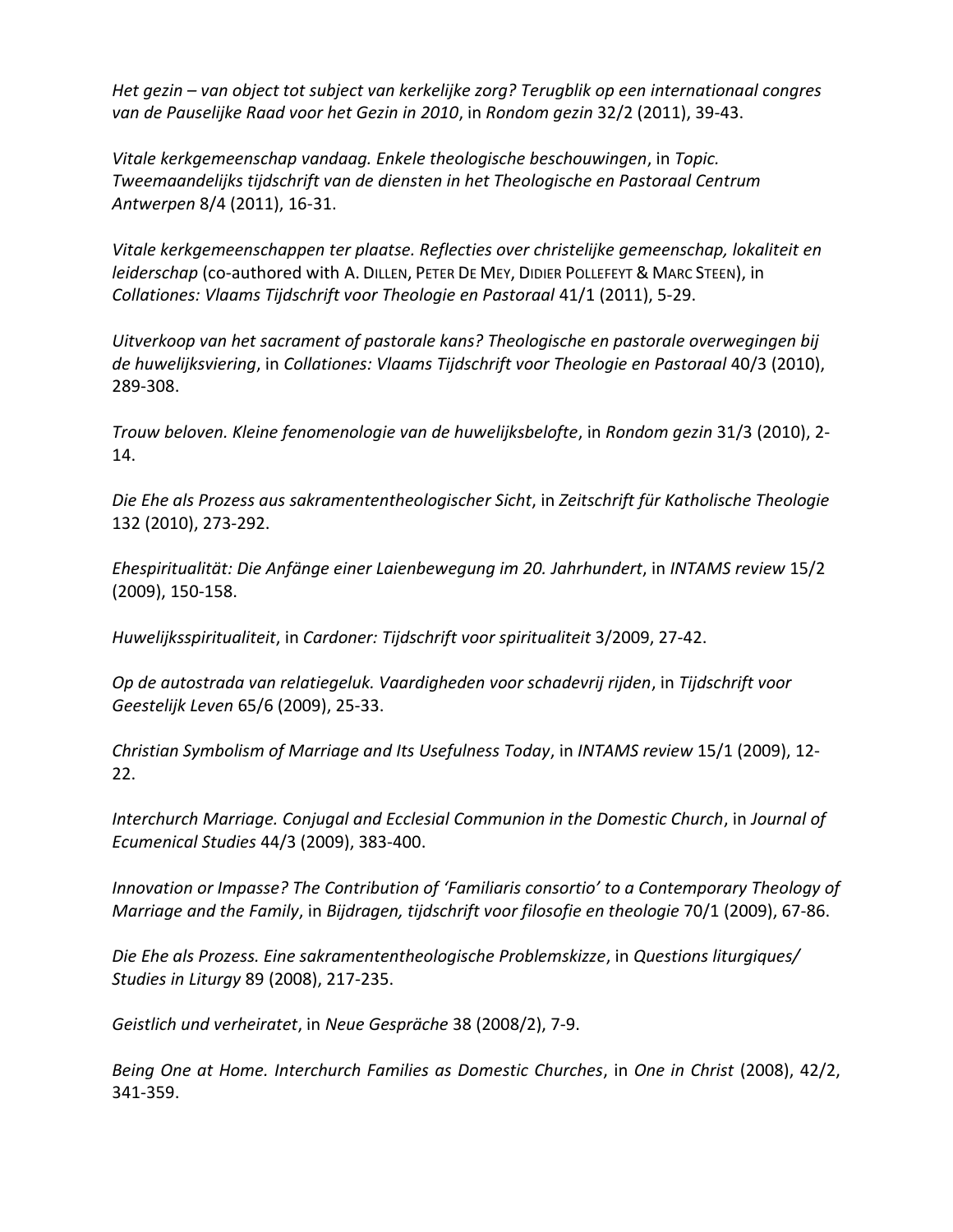*Het gezin – van object tot subject van kerkelijke zorg? Terugblik op een internationaal congres van de Pauselijke Raad voor het Gezin in 2010*, in *Rondom gezin* 32/2 (2011), 39-43.

*Vitale kerkgemeenschap vandaag. Enkele theologische beschouwingen*, in *Topic. Tweemaandelijks tijdschrift van de diensten in het Theologische en Pastoraal Centrum Antwerpen* 8/4 (2011), 16-31.

*Vitale kerkgemeenschappen ter plaatse. Reflecties over christelijke gemeenschap, lokaliteit en leiderschap* (co-authored with A. Dillen, Peter De Mey, Didier Pollefeyt & Marc Steen), in *Collationes: Vlaams Tijdschrift voor Theologie en Pastoraal* 41/1 (2011), 5-29.

*Uitverkoop van het sacrament of pastorale kans? Theologische en pastorale overwegingen bij de huwelijksviering*, in *Collationes: Vlaams Tijdschrift voor Theologie en Pastoraal* 40/3 (2010), 289-308.

*Trouw beloven. Kleine fenomenologie van de huwelijksbelofte*, in *Rondom gezin* 31/3 (2010), 2-14.

*Die Ehe als Prozess aus sakramententheologischer Sicht*, in *Zeitschrift für Katholische Theologie* 132 (2010), 273-292.

*Ehespiritualität: Die Anfänge einer Laienbewegung im 20. Jahrhundert*, in *INTAMS review* 15/2 (2009), 150-158.

*Huwelijksspiritualiteit*, in *Cardoner: Tijdschrift voor spiritualiteit* 3/2009, 27-42.

*Op de autostrada van relatiegeluk. Vaardigheden voor schadevrij rijden*, in *Tijdschrift voor Geestelijk Leven* 65/6 (2009), 25-33.

*Christian Symbolism of Marriage and Its Usefulness Today*, in *INTAMS review* 15/1 (2009), 12-22.

*Interchurch Marriage. Conjugal and Ecclesial Communion in the Domestic Church*, in *Journal of Ecumenical Studies* 44/3 (2009), 383-400.

*Innovation or Impasse? The Contribution of 'Familiaris consortio' to a Contemporary Theology of Marriage and the Family*, in *Bijdragen, tijdschrift voor filosofie en theologie* 70/1 (2009), 67-86.

*Die Ehe als Prozess. Eine sakramententheologische Problemskizze*, in *Questions liturgiques/ Studies in Liturgy* 89 (2008), 217-235.

*Geistlich und verheiratet*, in *Neue Gespräche* 38 (2008/2), 7-9.

*Being One at Home. Interchurch Families as Domestic Churches*, in *One in Christ* (2008), 42/2, 341-359.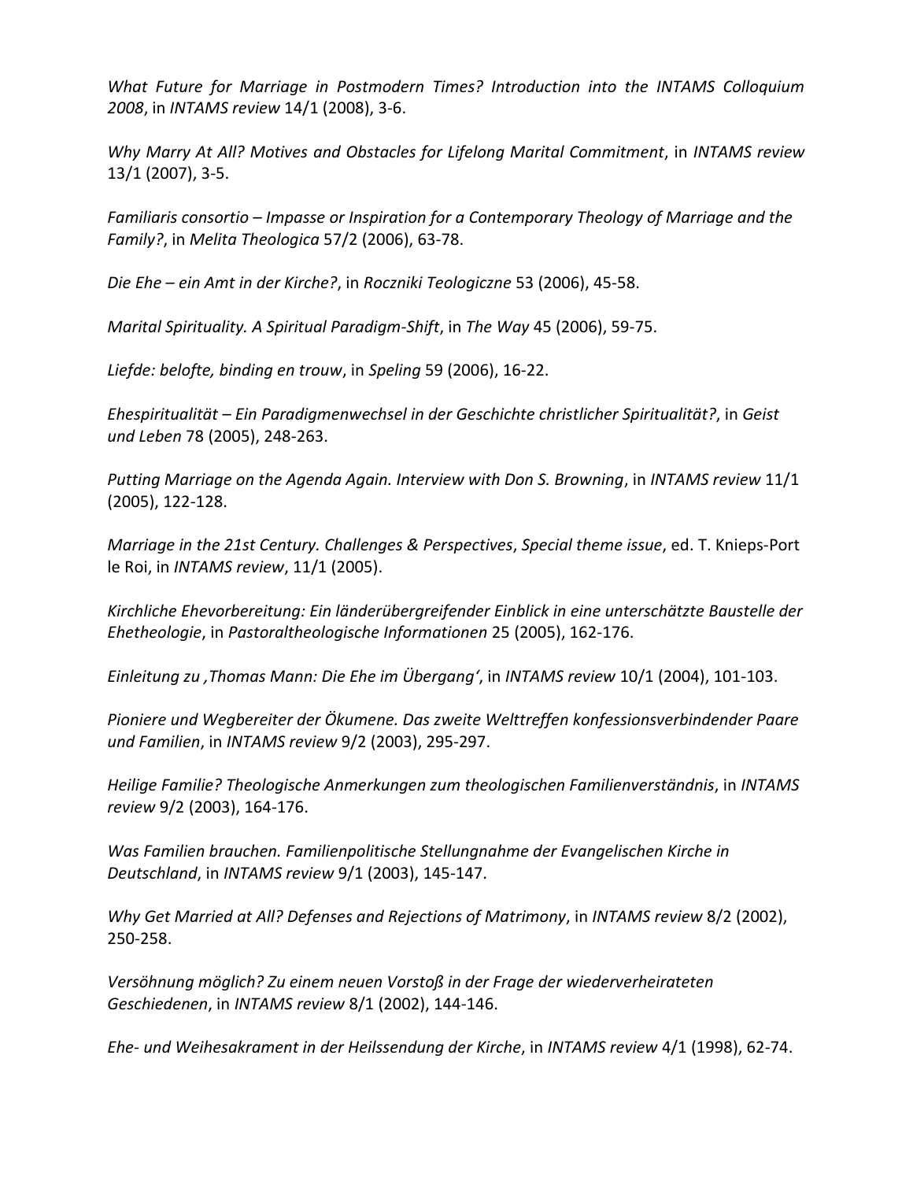*What Future for Marriage in Postmodern Times? Introduction into the INTAMS Colloquium 2008*, in *INTAMS review* 14/1 (2008), 3-6.

*Why Marry At All? Motives and Obstacles for Lifelong Marital Commitment*, in *INTAMS review* 13/1 (2007), 3-5.

*Familiaris consortio – Impasse or Inspiration for a Contemporary Theology of Marriage and the Family?*, in *Melita Theologica* 57/2 (2006), 63-78.

*Die Ehe – ein Amt in der Kirche?*, in *Roczniki Teologiczne* 53 (2006), 45-58.

*Marital Spirituality. A Spiritual Paradigm-Shift*, in *The Way* 45 (2006), 59-75.

*Liefde: belofte, binding en trouw*, in *Speling* 59 (2006), 16-22.

*Ehespiritualität – Ein Paradigmenwechsel in der Geschichte christlicher Spiritualität?*, in *Geist und Leben* 78 (2005), 248-263.

*Putting Marriage on the Agenda Again. Interview with Don S. Browning*, in *INTAMS review* 11/1 (2005), 122-128.

*Marriage in the 21st Century. Challenges & Perspectives*, *Special theme issue*, ed. T. Knieps-Port le Roi, in *INTAMS review*, 11/1 (2005).

*Kirchliche Ehevorbereitung: Ein länderübergreifender Einblick in eine unterschätzte Baustelle der Ehetheologie*, in *Pastoraltheologische Informationen* 25 (2005), 162-176.

*Einleitung zu ‚Thomas Mann: Die Ehe im Übergang'*, in *INTAMS review* 10/1 (2004), 101-103.

*Pioniere und Wegbereiter der Ökumene. Das zweite Welttreffen konfessionsverbindender Paare und Familien*, in *INTAMS review* 9/2 (2003), 295-297.

*Heilige Familie? Theologische Anmerkungen zum theologischen Familienverständnis*, in *INTAMS review* 9/2 (2003), 164-176.

*Was Familien brauchen. Familienpolitische Stellungnahme der Evangelischen Kirche in Deutschland*, in *INTAMS review* 9/1 (2003), 145-147.

*Why Get Married at All? Defenses and Rejections of Matrimony*, in *INTAMS review* 8/2 (2002), 250-258.

*Versöhnung möglich? Zu einem neuen Vorstoß in der Frage der wiederverheirateten Geschiedenen*, in *INTAMS review* 8/1 (2002), 144-146.

*Ehe- und Weihesakrament in der Heilssendung der Kirche*, in *INTAMS review* 4/1 (1998), 62-74.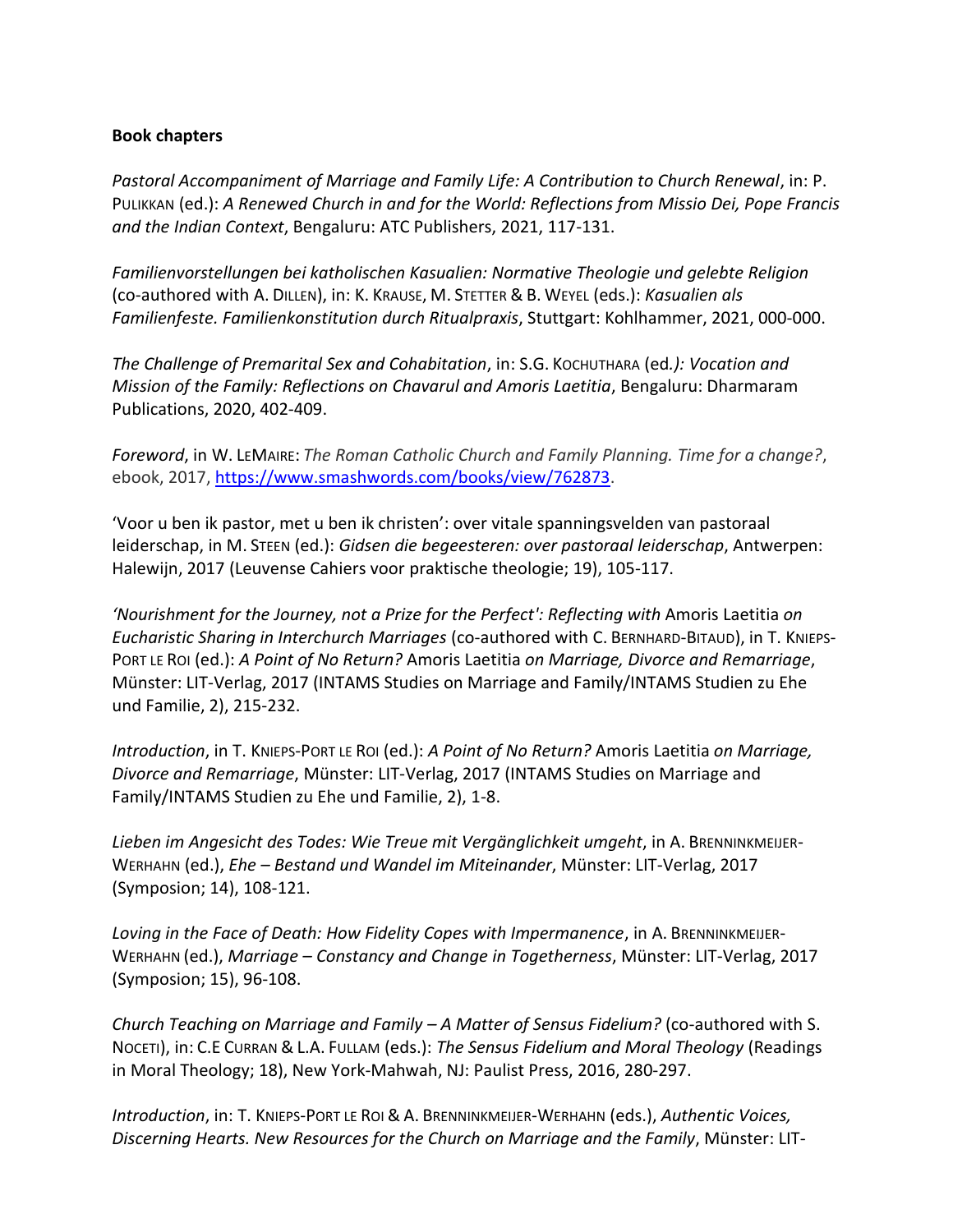**Book chapters**

*Pastoral Accompaniment of Marriage and Family Life: A Contribution to Church Renewal*, in: P. PULIKKAN (ed.): *A Renewed Church in and for the World: Reflections from Missio Dei, Pope Francis and the Indian Context*, Bengaluru: ATC Publishers, 2021, 117-131.

*Familienvorstellungen bei katholischen Kasualien: Normative Theologie und gelebte Religion* (co-authored with A. DILLEN), in: K. KRAUSE, M. STETTER & B. WEYEL (eds.): *Kasualien als Familienfeste. Familienkonstitution durch Ritualpraxis*, Stuttgart: Kohlhammer, 2021, 000-000.

*The Challenge of Premarital Sex and Cohabitation*, in: S.G. KOCHUTHARA (ed*.): Vocation and Mission of the Family: Reflections on Chavarul and Amoris Laetitia*, Bengaluru: Dharmaram Publications, 2020, 402-409.

*Foreword*, in W. LEMAIRE: *The Roman Catholic Church and Family Planning. Time for a change?*, ebook, 2017, https://www.smashwords.com/books/view/762873.

'Voor u ben ik pastor, met u ben ik christen': over vitale spanningsvelden van pastoraal leiderschap, in M. STEEN (ed.): *Gidsen die begeesteren: over pastoraal leiderschap*, Antwerpen: Halewijn, 2017 (Leuvense Cahiers voor praktische theologie; 19), 105-117.

*'Nourishment for the Journey, not a Prize for the Perfect': Reflecting with* Amoris Laetitia *on Eucharistic Sharing in Interchurch Marriages* (co-authored with C. BERNHARD-BITAUD), in T. KNIEPS-PORT LE ROI (ed.): *A Point of No Return?* Amoris Laetitia *on Marriage, Divorce and Remarriage*, Münster: LIT-Verlag, 2017 (INTAMS Studies on Marriage and Family/INTAMS Studien zu Ehe und Familie, 2), 215-232.

*Introduction*, in T. KNIEPS-PORT LE ROI (ed.): *A Point of No Return?* Amoris Laetitia *on Marriage, Divorce and Remarriage*, Münster: LIT-Verlag, 2017 (INTAMS Studies on Marriage and Family/INTAMS Studien zu Ehe und Familie, 2), 1-8.

*Lieben im Angesicht des Todes: Wie Treue mit Vergänglichkeit umgeht*, in A. BRENNINKMEIJER-WERHAHN (ed.), *Ehe – Bestand und Wandel im Miteinander*, Münster: LIT-Verlag, 2017 (Symposion; 14), 108-121.

*Loving in the Face of Death: How Fidelity Copes with Impermanence*, in A. BRENNINKMEIJER-WERHAHN (ed.), *Marriage – Constancy and Change in Togetherness*, Münster: LIT-Verlag, 2017 (Symposion; 15), 96-108.

*Church Teaching on Marriage and Family – A Matter of Sensus Fidelium?* (co-authored with S. NOCETI), in: C.E CURRAN & L.A. FULLAM (eds.): *The Sensus Fidelium and Moral Theology* (Readings in Moral Theology; 18), New York-Mahwah, NJ: Paulist Press, 2016, 280-297.

*Introduction*, in: T. KNIEPS-PORT LE ROI & A. BRENNINKMEIJER-WERHAHN (eds.), *Authentic Voices, Discerning Hearts. New Resources for the Church on Marriage and the Family*, Münster: LIT-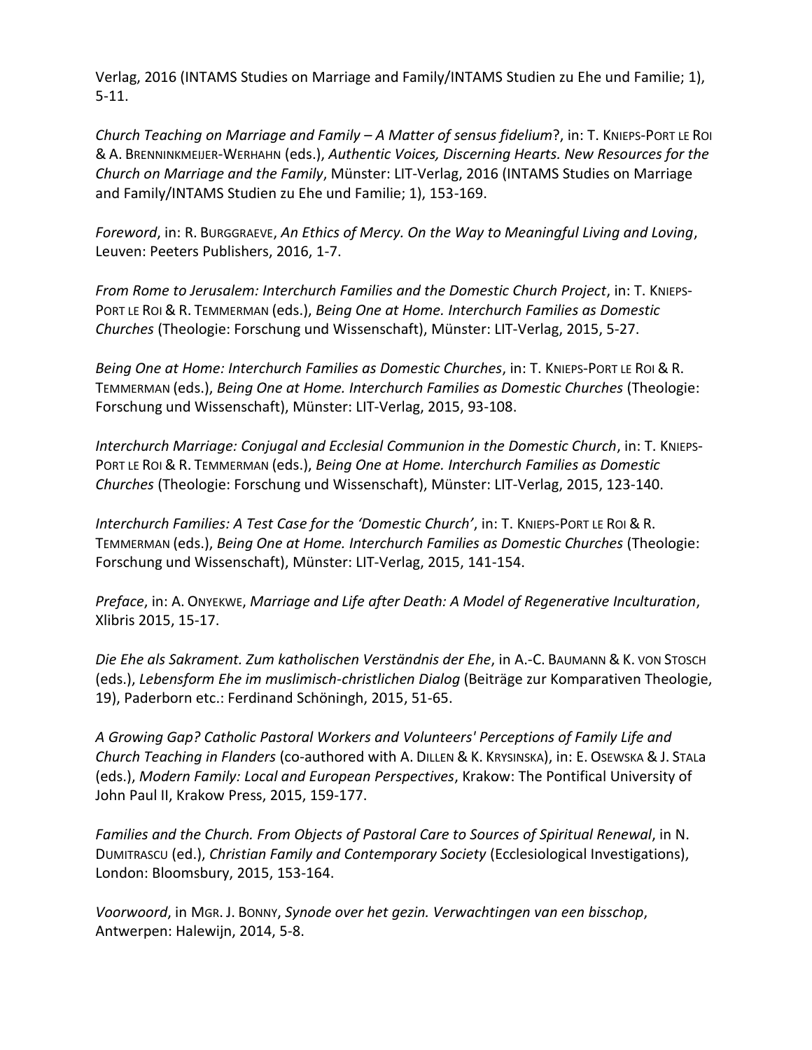Verlag, 2016 (INTAMS Studies on Marriage and Family/INTAMS Studien zu Ehe und Familie; 1), 5-11.

*Church Teaching on Marriage and Family – A Matter of sensus fidelium*?, in: T. KNIEPS-PORT LE ROI & A. BRENNINKMEIJER-WERHAHN (eds.), *Authentic Voices, Discerning Hearts. New Resources for the Church on Marriage and the Family*, Münster: LIT-Verlag, 2016 (INTAMS Studies on Marriage and Family/INTAMS Studien zu Ehe und Familie; 1), 153-169.

*Foreword*, in: R. BURGGRAEVE, *An Ethics of Mercy. On the Way to Meaningful Living and Loving*, Leuven: Peeters Publishers, 2016, 1-7.

*From Rome to Jerusalem: Interchurch Families and the Domestic Church Project*, in: T. KNIEPS-PORT LE ROI & R. TEMMERMAN (eds.), *Being One at Home. Interchurch Families as Domestic Churches* (Theologie: Forschung und Wissenschaft), Münster: LIT-Verlag, 2015, 5-27.

*Being One at Home: Interchurch Families as Domestic Churches*, in: T. KNIEPS-PORT LE ROI & R. TEMMERMAN (eds.), *Being One at Home. Interchurch Families as Domestic Churches* (Theologie: Forschung und Wissenschaft), Münster: LIT-Verlag, 2015, 93-108.

*Interchurch Marriage: Conjugal and Ecclesial Communion in the Domestic Church*, in: T. KNIEPS-PORT LE ROI & R. TEMMERMAN (eds.), *Being One at Home. Interchurch Families as Domestic Churches* (Theologie: Forschung und Wissenschaft), Münster: LIT-Verlag, 2015, 123-140.

*Interchurch Families: A Test Case for the 'Domestic Church'*, in: T. KNIEPS-PORT LE ROI & R. TEMMERMAN (eds.), *Being One at Home. Interchurch Families as Domestic Churches* (Theologie: Forschung und Wissenschaft), Münster: LIT-Verlag, 2015, 141-154.

*Preface*, in: A. ONYEKWE, *Marriage and Life after Death: A Model of Regenerative Inculturation*, Xlibris 2015, 15-17.

*Die Ehe als Sakrament. Zum katholischen Verständnis der Ehe*, in A.-C. BAUMANN & K. VON STOSCH (eds.), *Lebensform Ehe im muslimisch-christlichen Dialog* (Beiträge zur Komparativen Theologie, 19), Paderborn etc.: Ferdinand Schöningh, 2015, 51-65.

*A Growing Gap? Catholic Pastoral Workers and Volunteers' Perceptions of Family Life and Church Teaching in Flanders* (co-authored with A. DILLEN & K. KRYSINSKA), in: E. OSEWSKA & J. STALA (eds.), *Modern Family: Local and European Perspectives*, Krakow: The Pontifical University of John Paul II, Krakow Press, 2015, 159-177.

*Families and the Church. From Objects of Pastoral Care to Sources of Spiritual Renewal*, in N. DUMITRASCU (ed.), *Christian Family and Contemporary Society* (Ecclesiological Investigations), London: Bloomsbury, 2015, 153-164.

*Voorwoord*, in MGR. J. BONNY, *Synode over het gezin. Verwachtingen van een bisschop*, Antwerpen: Halewijn, 2014, 5-8.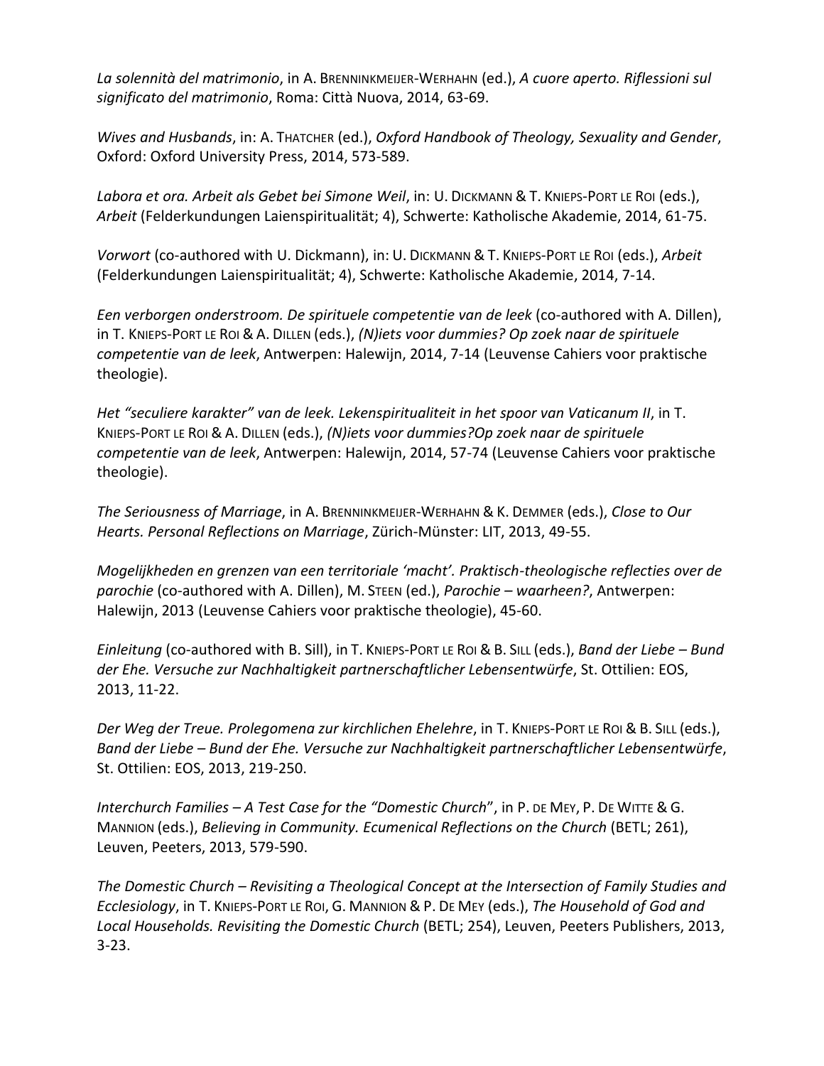*La solennità del matrimonio*, in A. BRENNINKMEIJER-WERHAHN (ed.), *A cuore aperto. Riflessioni sul significato del matrimonio*, Roma: Città Nuova, 2014, 63-69.

*Wives and Husbands*, in: A. THATCHER (ed.), *Oxford Handbook of Theology, Sexuality and Gender*, Oxford: Oxford University Press, 2014, 573-589.

*Labora et ora. Arbeit als Gebet bei Simone Weil*, in: U. DICKMANN & T. KNIEPS-PORT LE ROI (eds.), *Arbeit* (Felderkundungen Laienspiritualität; 4), Schwerte: Katholische Akademie, 2014, 61-75.

*Vorwort* (co-authored with U. Dickmann), in: U. DICKMANN & T. KNIEPS-PORT LE ROI (eds.), *Arbeit* (Felderkundungen Laienspiritualität; 4), Schwerte: Katholische Akademie, 2014, 7-14.

*Een verborgen onderstroom. De spirituele competentie van de leek* (co-authored with A. Dillen), in T. KNIEPS-PORT LE ROI & A. DILLEN (eds.), *(N)iets voor dummies? Op zoek naar de spirituele competentie van de leek*, Antwerpen: Halewijn, 2014, 7-14 (Leuvense Cahiers voor praktische theologie).

*Het "seculiere karakter" van de leek. Lekenspiritualiteit in het spoor van Vaticanum II*, in T. KNIEPS-PORT LE ROI & A. DILLEN (eds.), *(N)iets voor dummies?Op zoek naar de spirituele competentie van de leek*, Antwerpen: Halewijn, 2014, 57-74 (Leuvense Cahiers voor praktische theologie).

*The Seriousness of Marriage*, in A. BRENNINKMEIJER-WERHAHN & K. DEMMER (eds.), *Close to Our Hearts. Personal Reflections on Marriage*, Zürich-Münster: LIT, 2013, 49-55.

*Mogelijkheden en grenzen van een territoriale 'macht'. Praktisch-theologische reflecties over de parochie* (co-authored with A. Dillen), M. STEEN (ed.), *Parochie – waarheen?*, Antwerpen: Halewijn, 2013 (Leuvense Cahiers voor praktische theologie), 45-60.

*Einleitung* (co-authored with B. Sill), in T. KNIEPS-PORT LE ROI & B. SILL (eds.), *Band der Liebe – Bund der Ehe. Versuche zur Nachhaltigkeit partnerschaftlicher Lebensentwürfe*, St. Ottilien: EOS, 2013, 11-22.

*Der Weg der Treue. Prolegomena zur kirchlichen Ehelehre*, in T. KNIEPS-PORT LE ROI & B. SILL (eds.), *Band der Liebe – Bund der Ehe. Versuche zur Nachhaltigkeit partnerschaftlicher Lebensentwürfe*, St. Ottilien: EOS, 2013, 219-250.

*Interchurch Families – A Test Case for the "Domestic Church*", in P. DE MEY, P. DE WITTE & G. MANNION (eds.), *Believing in Community. Ecumenical Reflections on the Church* (BETL; 261), Leuven, Peeters, 2013, 579-590.

*The Domestic Church – Revisiting a Theological Concept at the Intersection of Family Studies and Ecclesiology*, in T. KNIEPS-PORT LE ROI, G. MANNION & P. DE MEY (eds.), *The Household of God and Local Households. Revisiting the Domestic Church* (BETL; 254), Leuven, Peeters Publishers, 2013, 3-23.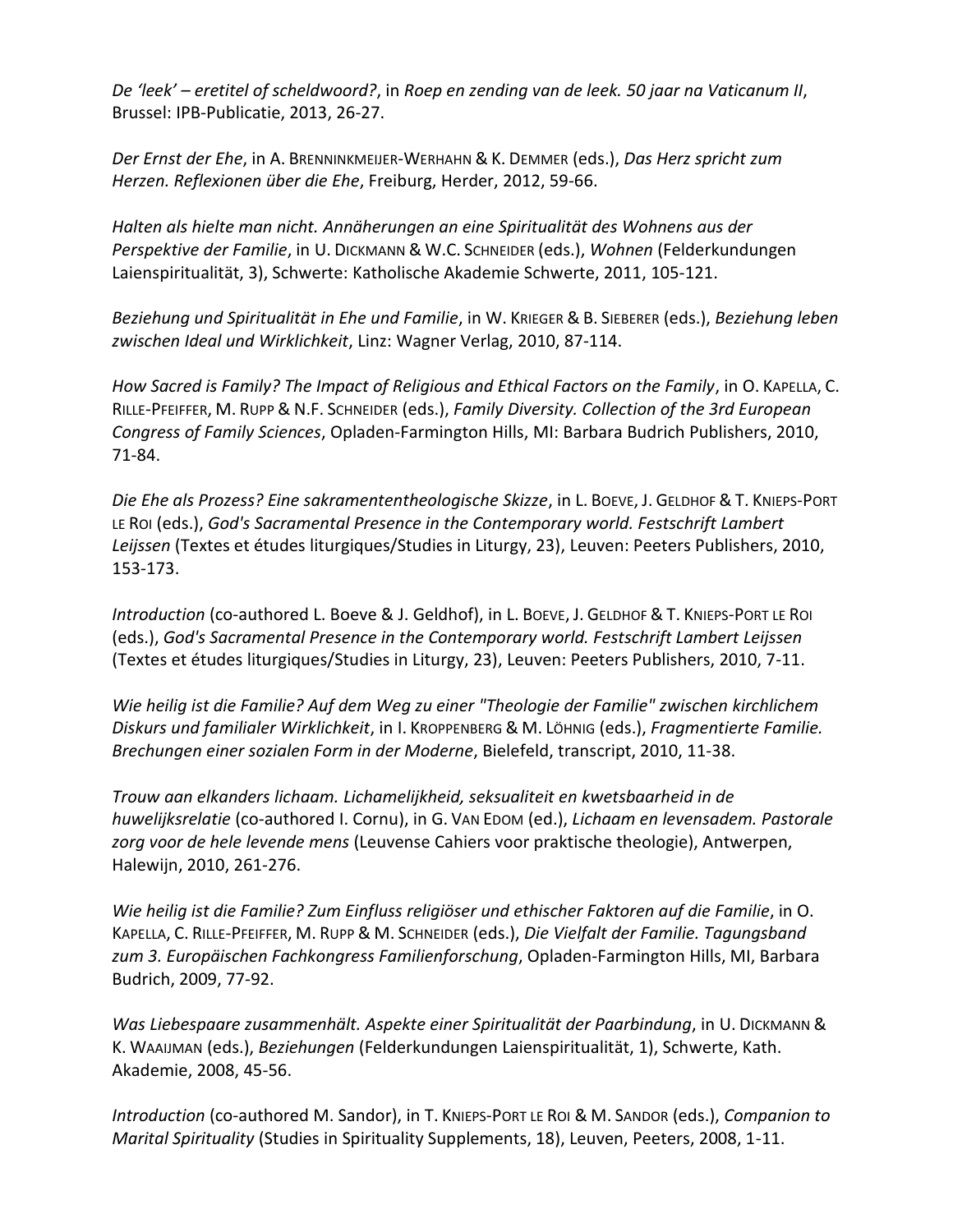*De 'leek' – eretitel of scheldwoord?*, in *Roep en zending van de leek. 50 jaar na Vaticanum II*, Brussel: IPB-Publicatie, 2013, 26-27.

*Der Ernst der Ehe*, in A. BRENNINKMEIJER-WERHAHN & K. DEMMER (eds.), *Das Herz spricht zum Herzen. Reflexionen über die Ehe*, Freiburg, Herder, 2012, 59-66.

*Halten als hielte man nicht. Annäherungen an eine Spiritualität des Wohnens aus der Perspektive der Familie*, in U. DICKMANN & W.C. SCHNEIDER (eds.), *Wohnen* (Felderkundungen Laienspiritualität, 3), Schwerte: Katholische Akademie Schwerte, 2011, 105-121.

*Beziehung und Spiritualität in Ehe und Familie*, in W. KRIEGER & B. SIEBERER (eds.), *Beziehung leben zwischen Ideal und Wirklichkeit*, Linz: Wagner Verlag, 2010, 87-114.

*How Sacred is Family? The Impact of Religious and Ethical Factors on the Family*, in O. KAPELLA, C. RILLE-PFEIFFER, M. RUPP & N.F. SCHNEIDER (eds.), *Family Diversity. Collection of the 3rd European Congress of Family Sciences*, Opladen-Farmington Hills, MI: Barbara Budrich Publishers, 2010, 71-84.

*Die Ehe als Prozess? Eine sakramententheologische Skizze*, in L. BOEVE, J. GELDHOF & T. KNIEPS-PORT LE ROI (eds.), *God's Sacramental Presence in the Contemporary world. Festschrift Lambert Leijssen* (Textes et études liturgiques/Studies in Liturgy, 23), Leuven: Peeters Publishers, 2010, 153-173.

*Introduction* (co-authored L. Boeve & J. Geldhof), in L. BOEVE, J. GELDHOF & T. KNIEPS-PORT LE ROI (eds.), *God's Sacramental Presence in the Contemporary world. Festschrift Lambert Leijssen* (Textes et études liturgiques/Studies in Liturgy, 23), Leuven: Peeters Publishers, 2010, 7-11.

*Wie heilig ist die Familie? Auf dem Weg zu einer "Theologie der Familie" zwischen kirchlichem Diskurs und familialer Wirklichkeit*, in I. KROPPENBERG & M. LÖHNIG (eds.), *Fragmentierte Familie. Brechungen einer sozialen Form in der Moderne*, Bielefeld, transcript, 2010, 11-38.

*Trouw aan elkanders lichaam. Lichamelijkheid, seksualiteit en kwetsbaarheid in de huwelijksrelatie* (co-authored I. Cornu), in G. VAN EDOM (ed.), *Lichaam en levensadem. Pastorale zorg voor de hele levende mens* (Leuvense Cahiers voor praktische theologie), Antwerpen, Halewijn, 2010, 261-276.

*Wie heilig ist die Familie? Zum Einfluss religiöser und ethischer Faktoren auf die Familie*, in O. KAPELLA, C. RILLE-PFEIFFER, M. RUPP & M. SCHNEIDER (eds.), *Die Vielfalt der Familie. Tagungsband zum 3. Europäischen Fachkongress Familienforschung*, Opladen-Farmington Hills, MI, Barbara Budrich, 2009, 77-92.

*Was Liebespaare zusammenhält. Aspekte einer Spiritualität der Paarbindung*, in U. DICKMANN & K. WAAIJMAN (eds.), *Beziehungen* (Felderkundungen Laienspiritualität, 1), Schwerte, Kath. Akademie, 2008, 45-56.

*Introduction* (co-authored M. Sandor), in T. KNIEPS-PORT LE ROI & M. SANDOR (eds.), *Companion to Marital Spirituality* (Studies in Spirituality Supplements, 18), Leuven, Peeters, 2008, 1-11.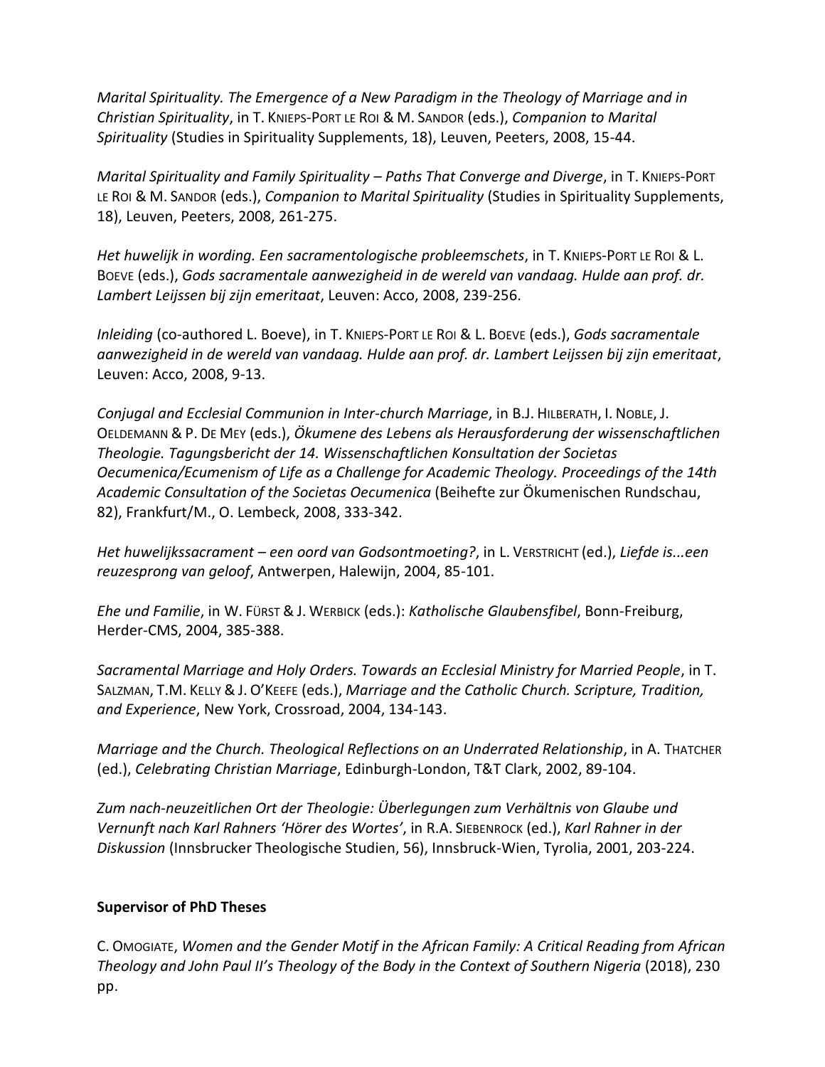*Marital Spirituality. The Emergence of a New Paradigm in the Theology of Marriage and in Christian Spirituality*, in T. KNIEPS-PORT LE ROI & M. SANDOR (eds.), *Companion to Marital Spirituality* (Studies in Spirituality Supplements, 18), Leuven, Peeters, 2008, 15-44.

*Marital Spirituality and Family Spirituality – Paths That Converge and Diverge*, in T. KNIEPS-PORT LE ROI & M. SANDOR (eds.), *Companion to Marital Spirituality* (Studies in Spirituality Supplements, 18), Leuven, Peeters, 2008, 261-275.

*Het huwelijk in wording. Een sacramentologische probleemschets*, in T. KNIEPS-PORT LE ROI & L. BOEVE (eds.), *Gods sacramentale aanwezigheid in de wereld van vandaag. Hulde aan prof. dr. Lambert Leijssen bij zijn emeritaat*, Leuven: Acco, 2008, 239-256.

*Inleiding* (co-authored L. Boeve), in T. KNIEPS-PORT LE ROI & L. BOEVE (eds.), *Gods sacramentale aanwezigheid in de wereld van vandaag. Hulde aan prof. dr. Lambert Leijssen bij zijn emeritaat*, Leuven: Acco, 2008, 9-13.

*Conjugal and Ecclesial Communion in Inter-church Marriage*, in B.J. HILBERATH, I. NOBLE, J. OELDEMANN & P. DE MEY (eds.), *Ökumene des Lebens als Herausforderung der wissenschaftlichen Theologie. Tagungsbericht der 14. Wissenschaftlichen Konsultation der Societas Oecumenica/Ecumenism of Life as a Challenge for Academic Theology. Proceedings of the 14th Academic Consultation of the Societas Oecumenica* (Beihefte zur Ökumenischen Rundschau, 82), Frankfurt/M., O. Lembeck, 2008, 333-342.

*Het huwelijkssacrament – een oord van Godsontmoeting?*, in L. VERSTRICHT (ed.), *Liefde is...een reuzesprong van geloof*, Antwerpen, Halewijn, 2004, 85-101.

*Ehe und Familie*, in W. FÜRST & J. WERBICK (eds.): *Katholische Glaubensfibel*, Bonn-Freiburg, Herder-CMS, 2004, 385-388.

*Sacramental Marriage and Holy Orders. Towards an Ecclesial Ministry for Married People*, in T. SALZMAN, T.M. KELLY & J. O'KEEFE (eds.), *Marriage and the Catholic Church. Scripture, Tradition, and Experience*, New York, Crossroad, 2004, 134-143.

*Marriage and the Church. Theological Reflections on an Underrated Relationship*, in A. THATCHER (ed.), *Celebrating Christian Marriage*, Edinburgh-London, T&T Clark, 2002, 89-104.

*Zum nach-neuzeitlichen Ort der Theologie: Überlegungen zum Verhältnis von Glaube und Vernunft nach Karl Rahners 'Hörer des Wortes'*, in R.A. SIEBENROCK (ed.), *Karl Rahner in der Diskussion* (Innsbrucker Theologische Studien, 56), Innsbruck-Wien, Tyrolia, 2001, 203-224.

**Supervisor of PhD Theses**

C. OMOGIATE, *Women and the Gender Motif in the African Family: A Critical Reading from African Theology and John Paul II's Theology of the Body in the Context of Southern Nigeria* (2018), 230 pp.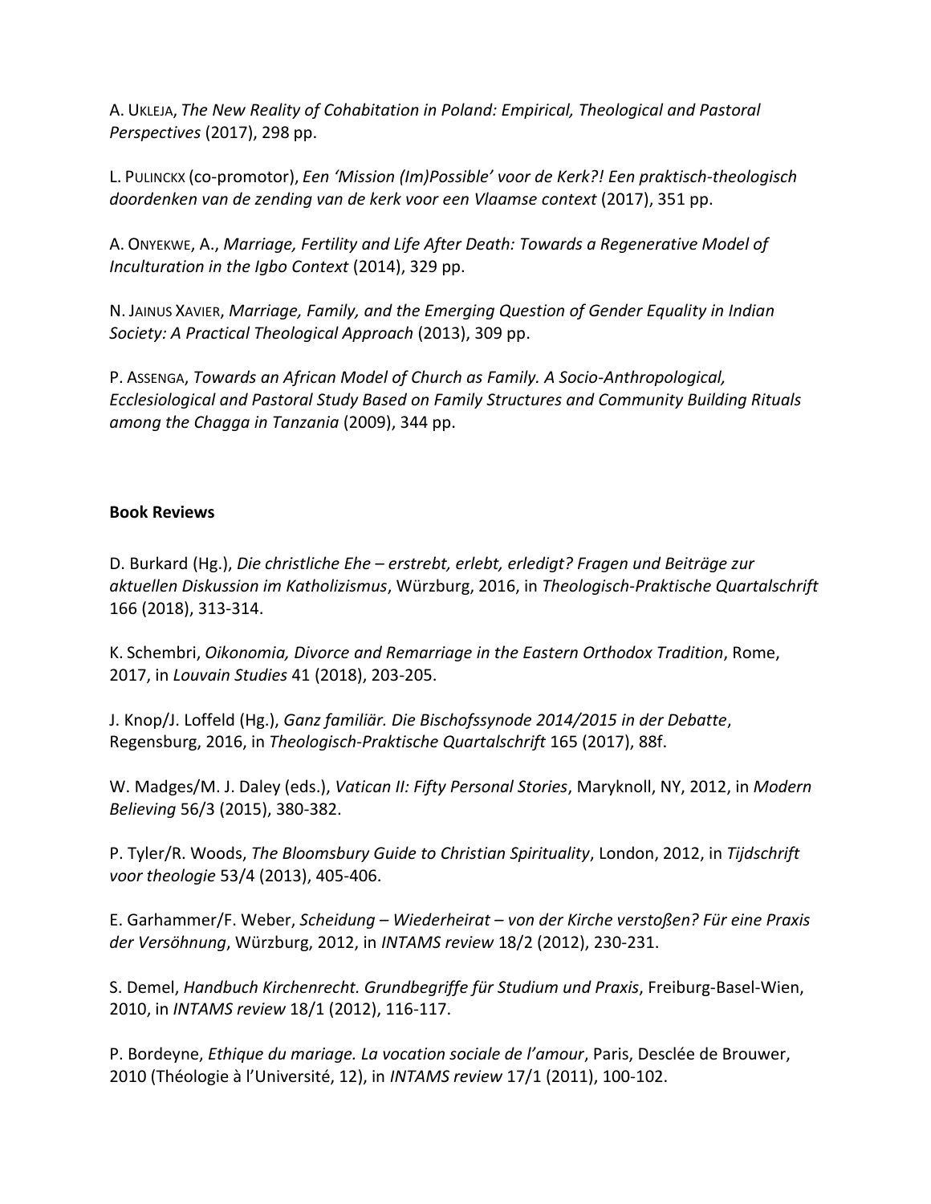A. UKLEJA, *The New Reality of Cohabitation in Poland: Empirical, Theological and Pastoral Perspectives* (2017), 298 pp.

L. PULINCKX (co-promotor), *Een 'Mission (Im)Possible' voor de Kerk?! Een praktisch-theologisch doordenken van de zending van de kerk voor een Vlaamse context* (2017), 351 pp.

A. ONYEKWE, A., *Marriage, Fertility and Life After Death: Towards a Regenerative Model of Inculturation in the Igbo Context* (2014), 329 pp.

N. JAINUS XAVIER, *Marriage, Family, and the Emerging Question of Gender Equality in Indian Society: A Practical Theological Approach* (2013), 309 pp.

P. ASSENGA, *Towards an African Model of Church as Family. A Socio-Anthropological, Ecclesiological and Pastoral Study Based on Family Structures and Community Building Rituals among the Chagga in Tanzania* (2009), 344 pp.

**Book Reviews**

D. Burkard (Hg.), *Die christliche Ehe – erstrebt, erlebt, erledigt? Fragen und Beiträge zur aktuellen Diskussion im Katholizismus*, Würzburg, 2016, in *Theologisch-Praktische Quartalschrift* 166 (2018), 313-314.

K. Schembri, *Oikonomia, Divorce and Remarriage in the Eastern Orthodox Tradition*, Rome, 2017, in *Louvain Studies* 41 (2018), 203-205.

J. Knop/J. Loffeld (Hg.), *Ganz familiär. Die Bischofssynode 2014/2015 in der Debatte*, Regensburg, 2016, in *Theologisch-Praktische Quartalschrift* 165 (2017), 88f.

W. Madges/M. J. Daley (eds.), *Vatican II: Fifty Personal Stories*, Maryknoll, NY, 2012, in *Modern Believing* 56/3 (2015), 380-382.

P. Tyler/R. Woods, *The Bloomsbury Guide to Christian Spirituality*, London, 2012, in *Tijdschrift voor theologie* 53/4 (2013), 405-406.

E. Garhammer/F. Weber, *Scheidung – Wiederheirat – von der Kirche verstoßen? Für eine Praxis der Versöhnung*, Würzburg, 2012, in *INTAMS review* 18/2 (2012), 230-231.

S. Demel, *Handbuch Kirchenrecht. Grundbegriffe für Studium und Praxis*, Freiburg-Basel-Wien, 2010, in *INTAMS review* 18/1 (2012), 116-117.

P. Bordeyne, *Ethique du mariage. La vocation sociale de l'amour*, Paris, Desclée de Brouwer, 2010 (Théologie à l'Université, 12), in *INTAMS review* 17/1 (2011), 100-102.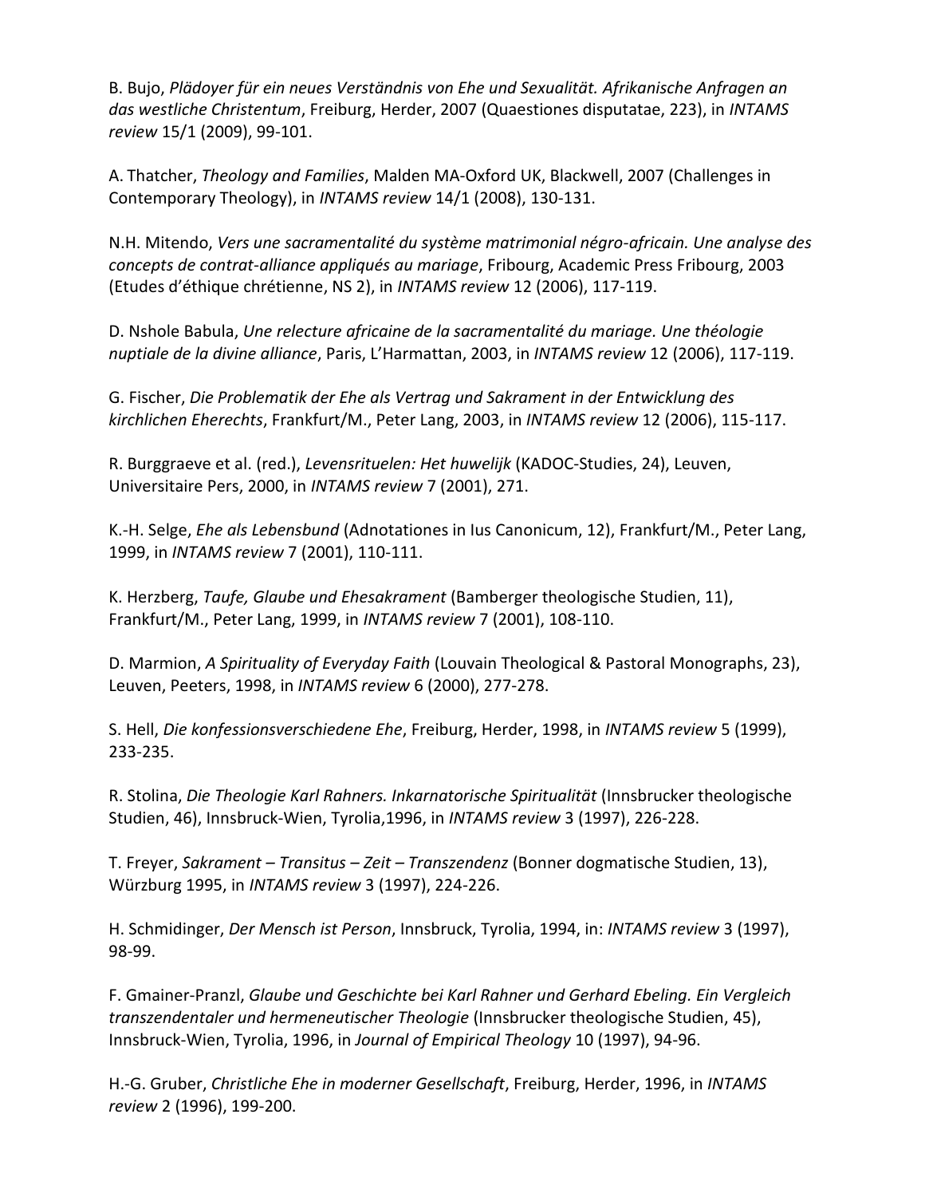B. Bujo, *Plädoyer für ein neues Verständnis von Ehe und Sexualität. Afrikanische Anfragen an das westliche Christentum*, Freiburg, Herder, 2007 (Quaestiones disputatae, 223), in *INTAMS review* 15/1 (2009), 99-101.

A. Thatcher, *Theology and Families*, Malden MA-Oxford UK, Blackwell, 2007 (Challenges in Contemporary Theology), in *INTAMS review* 14/1 (2008), 130-131.

N.H. Mitendo, *Vers une sacramentalité du système matrimonial négro-africain. Une analyse des concepts de contrat-alliance appliqués au mariage*, Fribourg, Academic Press Fribourg, 2003 (Etudes d'éthique chrétienne, NS 2), in *INTAMS review* 12 (2006), 117-119.

D. Nshole Babula, *Une relecture africaine de la sacramentalité du mariage. Une théologie nuptiale de la divine alliance*, Paris, L'Harmattan, 2003, in *INTAMS review* 12 (2006), 117-119.

G. Fischer, *Die Problematik der Ehe als Vertrag und Sakrament in der Entwicklung des kirchlichen Eherechts*, Frankfurt/M., Peter Lang, 2003, in *INTAMS review* 12 (2006), 115-117.

R. Burggraeve et al. (red.), *Levensrituelen: Het huwelijk* (KADOC-Studies, 24), Leuven, Universitaire Pers, 2000, in *INTAMS review* 7 (2001), 271.

K.-H. Selge, *Ehe als Lebensbund* (Adnotationes in Ius Canonicum, 12), Frankfurt/M., Peter Lang, 1999, in *INTAMS review* 7 (2001), 110-111.

K. Herzberg, *Taufe, Glaube und Ehesakrament* (Bamberger theologische Studien, 11), Frankfurt/M., Peter Lang, 1999, in *INTAMS review* 7 (2001), 108-110.

D. Marmion, *A Spirituality of Everyday Faith* (Louvain Theological & Pastoral Monographs, 23), Leuven, Peeters, 1998, in *INTAMS review* 6 (2000), 277-278.

S. Hell, *Die konfessionsverschiedene Ehe*, Freiburg, Herder, 1998, in *INTAMS review* 5 (1999), 233-235.

R. Stolina, *Die Theologie Karl Rahners. Inkarnatorische Spiritualität* (Innsbrucker theologische Studien, 46), Innsbruck-Wien, Tyrolia,1996, in *INTAMS review* 3 (1997), 226-228.

T. Freyer, *Sakrament – Transitus – Zeit – Transzendenz* (Bonner dogmatische Studien, 13), Würzburg 1995, in *INTAMS review* 3 (1997), 224-226.

H. Schmidinger, *Der Mensch ist Person*, Innsbruck, Tyrolia, 1994, in: *INTAMS review* 3 (1997), 98-99.

F. Gmainer-Pranzl, *Glaube und Geschichte bei Karl Rahner und Gerhard Ebeling. Ein Vergleich transzendentaler und hermeneutischer Theologie* (Innsbrucker theologische Studien, 45), Innsbruck-Wien, Tyrolia, 1996, in *Journal of Empirical Theology* 10 (1997), 94-96.

H.-G. Gruber, *Christliche Ehe in moderner Gesellschaft*, Freiburg, Herder, 1996, in *INTAMS review* 2 (1996), 199-200.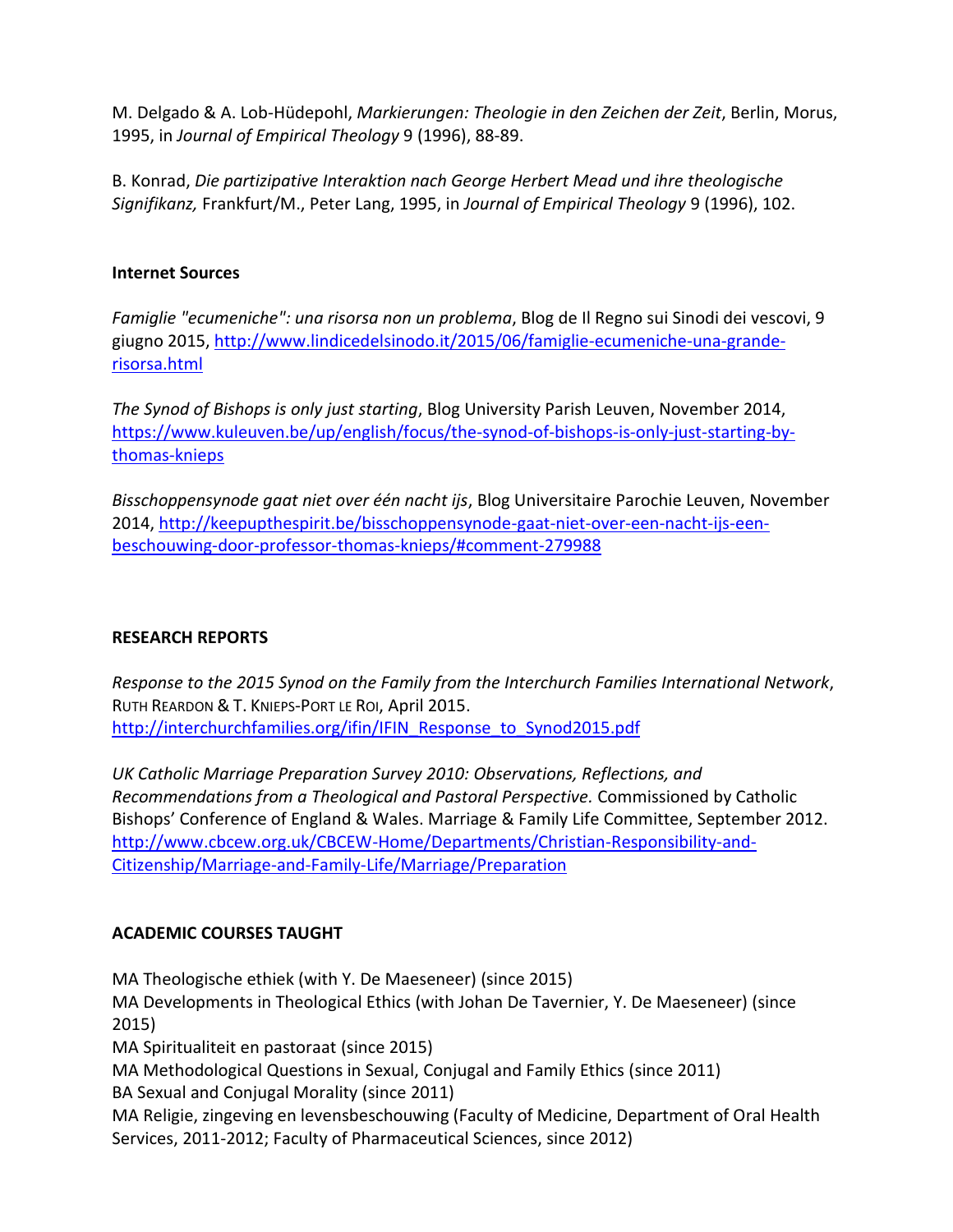M. Delgado & A. Lob-Hüdepohl, *Markierungen: Theologie in den Zeichen der Zeit*, Berlin, Morus, 1995, in *Journal of Empirical Theology* 9 (1996), 88-89.

B. Konrad, *Die partizipative Interaktion nach George Herbert Mead und ihre theologische Signifikanz,* Frankfurt/M., Peter Lang, 1995, in *Journal of Empirical Theology* 9 (1996), 102.

**Internet Sources**

*Famiglie "ecumeniche": una risorsa non un problema*, Blog de Il Regno sui Sinodi dei vescovi, 9 giugno 2015, http://www.lindicedelsinodo.it/2015/06/famiglie-ecumeniche-una-grande-risorsa.html

*The Synod of Bishops is only just starting*, Blog University Parish Leuven, November 2014, https://www.kuleuven.be/up/english/focus/the-synod-of-bishops-is-only-just-starting-by-thomas-knieps

*Bisschoppensynode gaat niet over één nacht ijs*, Blog Universitaire Parochie Leuven, November 2014, http://keepupthespirit.be/bisschoppensynode-gaat-niet-over-een-nacht-ijs-een-beschouwing-door-professor-thomas-knieps/#comment-279988

**RESEARCH REPORTS**

*Response to the 2015 Synod on the Family from the Interchurch Families International Network*, Ruth Reardon & T. Knieps-Port le Roi, April 2015.
http://interchurchfamilies.org/ifin/IFIN_Response_to_Synod2015.pdf

*UK Catholic Marriage Preparation Survey 2010: Observations, Reflections, and Recommendations from a Theological and Pastoral Perspective.* Commissioned by Catholic Bishops' Conference of England & Wales. Marriage & Family Life Committee, September 2012. http://www.cbcew.org.uk/CBCEW-Home/Departments/Christian-Responsibility-and-Citizenship/Marriage-and-Family-Life/Marriage/Preparation

**ACADEMIC COURSES TAUGHT**

MA Theologische ethiek (with Y. De Maeseneer) (since 2015)
MA Developments in Theological Ethics (with Johan De Tavernier, Y. De Maeseneer) (since 2015)
MA Spiritualiteit en pastoraat (since 2015)
MA Methodological Questions in Sexual, Conjugal and Family Ethics (since 2011)
BA Sexual and Conjugal Morality (since 2011)
MA Religie, zingeving en levensbeschouwing (Faculty of Medicine, Department of Oral Health Services, 2011-2012; Faculty of Pharmaceutical Sciences, since 2012)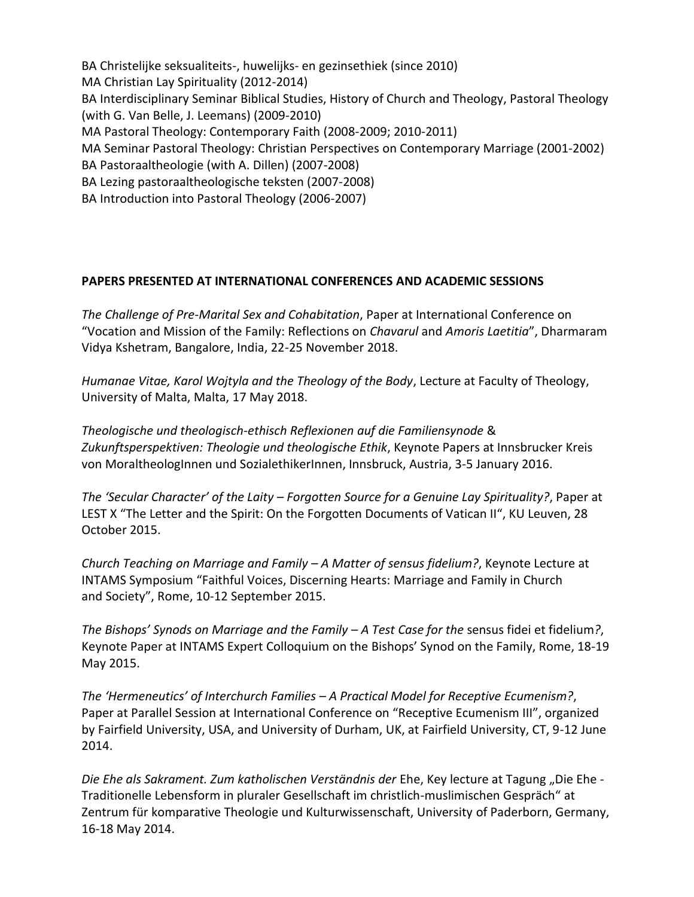BA Christelijke seksualiteits-, huwelijks- en gezinsethiek (since 2010)
MA Christian Lay Spirituality (2012-2014)
BA Interdisciplinary Seminar Biblical Studies, History of Church and Theology, Pastoral Theology (with G. Van Belle, J. Leemans) (2009-2010)
MA Pastoral Theology: Contemporary Faith (2008-2009; 2010-2011)
MA Seminar Pastoral Theology: Christian Perspectives on Contemporary Marriage (2001-2002)
BA Pastoraaltheologie (with A. Dillen) (2007-2008)
BA Lezing pastoraaltheologische teksten (2007-2008)
BA Introduction into Pastoral Theology (2006-2007)

**PAPERS PRESENTED AT INTERNATIONAL CONFERENCES AND ACADEMIC SESSIONS**

*The Challenge of Pre-Marital Sex and Cohabitation*, Paper at International Conference on "Vocation and Mission of the Family: Reflections on *Chavarul* and *Amoris Laetitia*", Dharmaram Vidya Kshetram, Bangalore, India, 22-25 November 2018.

*Humanae Vitae, Karol Wojtyla and the Theology of the Body*, Lecture at Faculty of Theology, University of Malta, Malta, 17 May 2018.

*Theologische und theologisch-ethisch Reflexionen auf die Familiensynode* & *Zukunftsperspektiven: Theologie und theologische Ethik*, Keynote Papers at Innsbrucker Kreis von MoraltheologInnen und SozialethikerInnen, Innsbruck, Austria, 3-5 January 2016.

*The 'Secular Character' of the Laity – Forgotten Source for a Genuine Lay Spirituality?*, Paper at LEST X "The Letter and the Spirit: On the Forgotten Documents of Vatican II", KU Leuven, 28 October 2015.

*Church Teaching on Marriage and Family – A Matter of sensus fidelium?*, Keynote Lecture at INTAMS Symposium "Faithful Voices, Discerning Hearts: Marriage and Family in Church and Society", Rome, 10-12 September 2015.

*The Bishops' Synods on Marriage and the Family – A Test Case for the* sensus fidei et fidelium*?*, Keynote Paper at INTAMS Expert Colloquium on the Bishops' Synod on the Family, Rome, 18-19 May 2015.

*The 'Hermeneutics' of Interchurch Families – A Practical Model for Receptive Ecumenism?*, Paper at Parallel Session at International Conference on "Receptive Ecumenism III", organized by Fairfield University, USA, and University of Durham, UK, at Fairfield University, CT, 9-12 June 2014.

*Die Ehe als Sakrament. Zum katholischen Verständnis der* Ehe, Key lecture at Tagung „Die Ehe - Traditionelle Lebensform in pluraler Gesellschaft im christlich-muslimischen Gespräch" at Zentrum für komparative Theologie und Kulturwissenschaft, University of Paderborn, Germany, 16-18 May 2014.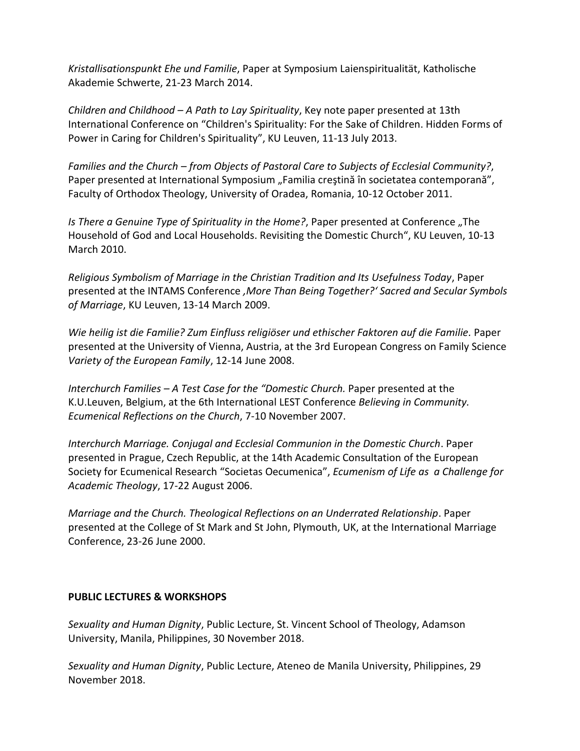*Kristallisationspunkt Ehe und Familie*, Paper at Symposium Laienspiritualität, Katholische Akademie Schwerte, 21-23 March 2014.

*Children and Childhood – A Path to Lay Spirituality*, Key note paper presented at 13th International Conference on "Children's Spirituality: For the Sake of Children. Hidden Forms of Power in Caring for Children's Spirituality", KU Leuven, 11-13 July 2013.

*Families and the Church – from Objects of Pastoral Care to Subjects of Ecclesial Community?*, Paper presented at International Symposium „Familia creştină în societatea contemporană", Faculty of Orthodox Theology, University of Oradea, Romania, 10-12 October 2011.

*Is There a Genuine Type of Spirituality in the Home?*, Paper presented at Conference „The Household of God and Local Households. Revisiting the Domestic Church", KU Leuven, 10-13 March 2010.

*Religious Symbolism of Marriage in the Christian Tradition and Its Usefulness Today*, Paper presented at the INTAMS Conference *'More Than Being Together?' Sacred and Secular Symbols of Marriage*, KU Leuven, 13-14 March 2009.

*Wie heilig ist die Familie? Zum Einfluss religiöser und ethischer Faktoren auf die Familie.* Paper presented at the University of Vienna, Austria, at the 3rd European Congress on Family Science *Variety of the European Family*, 12-14 June 2008.

*Interchurch Families – A Test Case for the "Domestic Church.* Paper presented at the K.U.Leuven, Belgium, at the 6th International LEST Conference *Believing in Community. Ecumenical Reflections on the Church*, 7-10 November 2007.

*Interchurch Marriage. Conjugal and Ecclesial Communion in the Domestic Church*. Paper presented in Prague, Czech Republic, at the 14th Academic Consultation of the European Society for Ecumenical Research "Societas Oecumenica", *Ecumenism of Life as a Challenge for Academic Theology*, 17-22 August 2006.

*Marriage and the Church. Theological Reflections on an Underrated Relationship*. Paper presented at the College of St Mark and St John, Plymouth, UK, at the International Marriage Conference, 23-26 June 2000.

**PUBLIC LECTURES & WORKSHOPS**

*Sexuality and Human Dignity*, Public Lecture, St. Vincent School of Theology, Adamson University, Manila, Philippines, 30 November 2018.

*Sexuality and Human Dignity*, Public Lecture, Ateneo de Manila University, Philippines, 29 November 2018.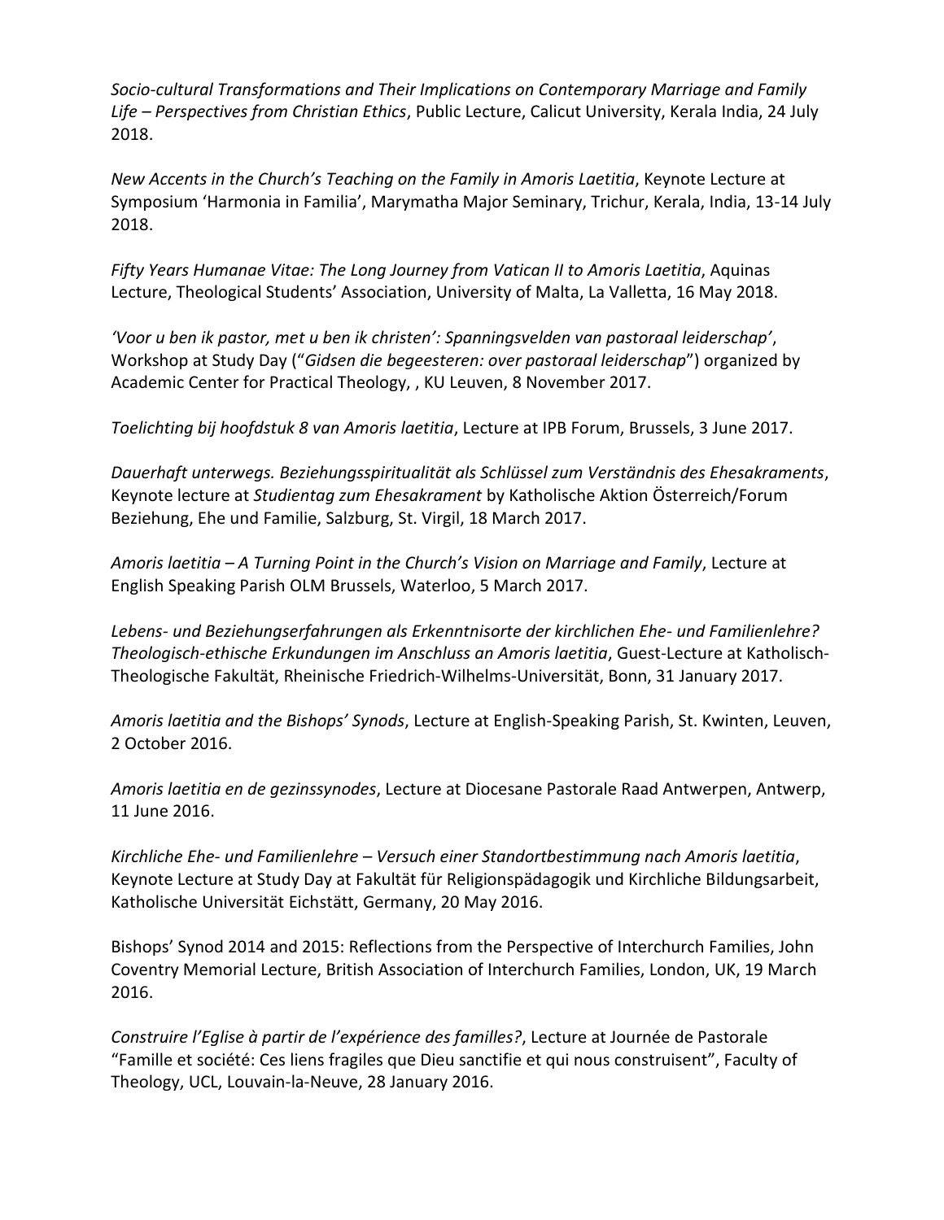*Socio-cultural Transformations and Their Implications on Contemporary Marriage and Family Life – Perspectives from Christian Ethics*, Public Lecture, Calicut University, Kerala India, 24 July 2018.

*New Accents in the Church's Teaching on the Family in Amoris Laetitia*, Keynote Lecture at Symposium 'Harmonia in Familia', Marymatha Major Seminary, Trichur, Kerala, India, 13-14 July 2018.

*Fifty Years Humanae Vitae: The Long Journey from Vatican II to Amoris Laetitia*, Aquinas Lecture, Theological Students' Association, University of Malta, La Valletta, 16 May 2018.

*'Voor u ben ik pastor, met u ben ik christen': Spanningsvelden van pastoraal leiderschap'*, Workshop at Study Day ("*Gidsen die begeesteren: over pastoraal leiderschap*") organized by Academic Center for Practical Theology, , KU Leuven, 8 November 2017.

*Toelichting bij hoofdstuk 8 van Amoris laetitia*, Lecture at IPB Forum, Brussels, 3 June 2017.

*Dauerhaft unterwegs. Beziehungsspiritualität als Schlüssel zum Verständnis des Ehesakraments*, Keynote lecture at *Studientag zum Ehesakrament* by Katholische Aktion Österreich/Forum Beziehung, Ehe und Familie, Salzburg, St. Virgil, 18 March 2017.

*Amoris laetitia – A Turning Point in the Church's Vision on Marriage and Family*, Lecture at English Speaking Parish OLM Brussels, Waterloo, 5 March 2017.

*Lebens- und Beziehungserfahrungen als Erkenntnisorte der kirchlichen Ehe- und Familienlehre? Theologisch-ethische Erkundungen im Anschluss an Amoris laetitia*, Guest-Lecture at Katholisch-Theologische Fakultät, Rheinische Friedrich-Wilhelms-Universität, Bonn, 31 January 2017.

*Amoris laetitia and the Bishops' Synods*, Lecture at English-Speaking Parish, St. Kwinten, Leuven, 2 October 2016.

*Amoris laetitia en de gezinssynodes*, Lecture at Diocesane Pastorale Raad Antwerpen, Antwerp, 11 June 2016.

*Kirchliche Ehe- und Familienlehre – Versuch einer Standortbestimmung nach Amoris laetitia*, Keynote Lecture at Study Day at Fakultät für Religionspädagogik und Kirchliche Bildungsarbeit, Katholische Universität Eichstätt, Germany, 20 May 2016.

Bishops' Synod 2014 and 2015: Reflections from the Perspective of Interchurch Families, John Coventry Memorial Lecture, British Association of Interchurch Families, London, UK, 19 March 2016.

*Construire l'Eglise à partir de l'expérience des familles?*, Lecture at Journée de Pastorale "Famille et société: Ces liens fragiles que Dieu sanctifie et qui nous construisent", Faculty of Theology, UCL, Louvain-la-Neuve, 28 January 2016.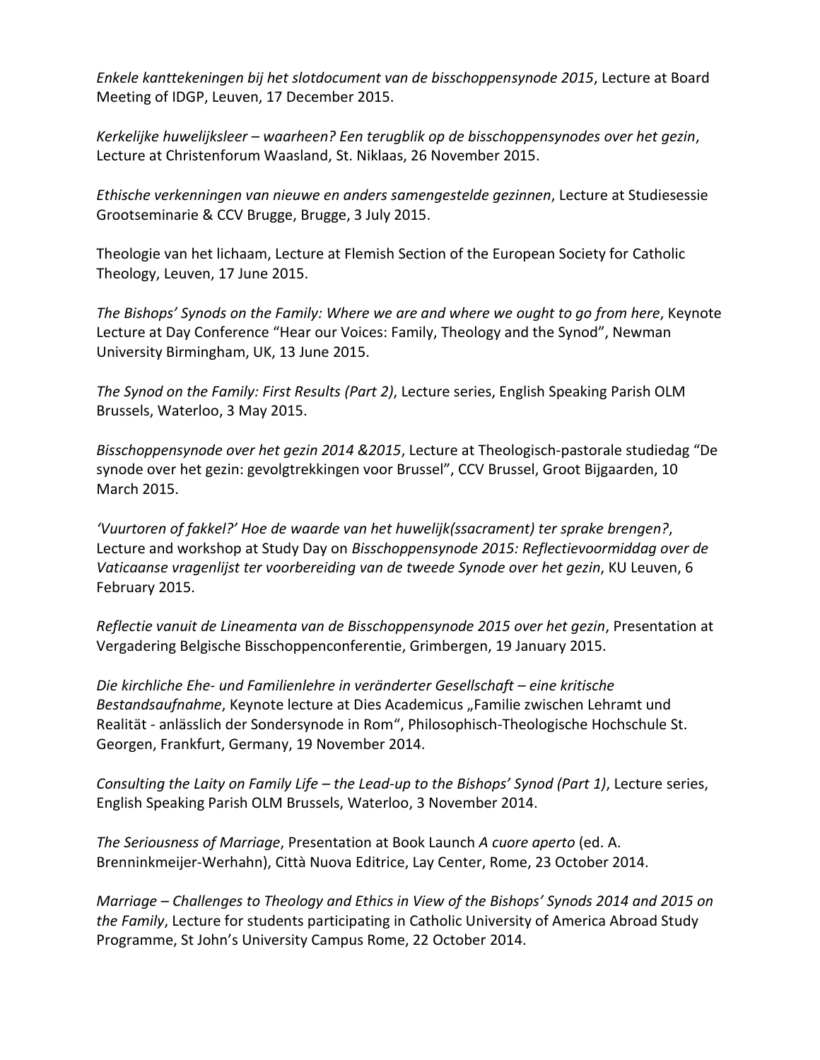*Enkele kanttekeningen bij het slotdocument van de bisschoppensynode 2015*, Lecture at Board Meeting of IDGP, Leuven, 17 December 2015.

*Kerkelijke huwelijksleer – waarheen? Een terugblik op de bisschoppensynodes over het gezin*, Lecture at Christenforum Waasland, St. Niklaas, 26 November 2015.

*Ethische verkenningen van nieuwe en anders samengestelde gezinnen*, Lecture at Studiesessie Grootseminarie & CCV Brugge, Brugge, 3 July 2015.

Theologie van het lichaam, Lecture at Flemish Section of the European Society for Catholic Theology, Leuven, 17 June 2015.

*The Bishops' Synods on the Family: Where we are and where we ought to go from here*, Keynote Lecture at Day Conference "Hear our Voices: Family, Theology and the Synod", Newman University Birmingham, UK, 13 June 2015.

*The Synod on the Family: First Results (Part 2)*, Lecture series, English Speaking Parish OLM Brussels, Waterloo, 3 May 2015.

*Bisschoppensynode over het gezin 2014 &2015*, Lecture at Theologisch-pastorale studiedag "De synode over het gezin: gevolgtrekkingen voor Brussel", CCV Brussel, Groot Bijgaarden, 10 March 2015.

*'Vuurtoren of fakkel?' Hoe de waarde van het huwelijk(ssacrament) ter sprake brengen?*, Lecture and workshop at Study Day on *Bisschoppensynode 2015: Reflectievoormiddag over de Vaticaanse vragenlijst ter voorbereiding van de tweede Synode over het gezin*, KU Leuven, 6 February 2015.

*Reflectie vanuit de Lineamenta van de Bisschoppensynode 2015 over het gezin*, Presentation at Vergadering Belgische Bisschoppenconferentie, Grimbergen, 19 January 2015.

*Die kirchliche Ehe- und Familienlehre in veränderter Gesellschaft – eine kritische Bestandsaufnahme*, Keynote lecture at Dies Academicus „Familie zwischen Lehramt und Realität - anlässlich der Sondersynode in Rom", Philosophisch-Theologische Hochschule St. Georgen, Frankfurt, Germany, 19 November 2014.

*Consulting the Laity on Family Life – the Lead-up to the Bishops' Synod (Part 1)*, Lecture series, English Speaking Parish OLM Brussels, Waterloo, 3 November 2014.

*The Seriousness of Marriage*, Presentation at Book Launch *A cuore aperto* (ed. A. Brenninkmeijer-Werhahn), Città Nuova Editrice, Lay Center, Rome, 23 October 2014.

*Marriage – Challenges to Theology and Ethics in View of the Bishops' Synods 2014 and 2015 on the Family*, Lecture for students participating in Catholic University of America Abroad Study Programme, St John's University Campus Rome, 22 October 2014.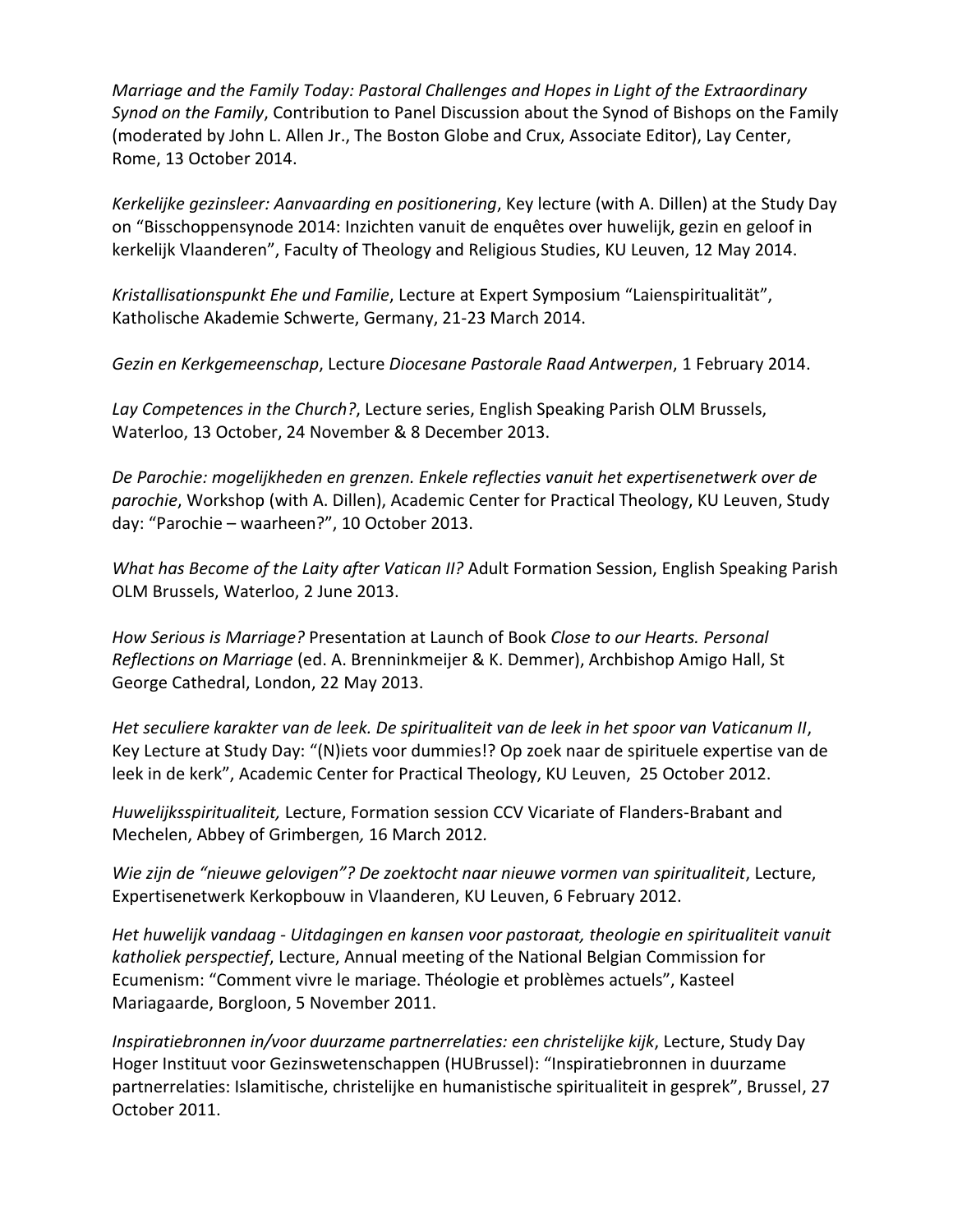*Marriage and the Family Today: Pastoral Challenges and Hopes in Light of the Extraordinary Synod on the Family*, Contribution to Panel Discussion about the Synod of Bishops on the Family (moderated by John L. Allen Jr., The Boston Globe and Crux, Associate Editor), Lay Center, Rome, 13 October 2014.

*Kerkelijke gezinsleer: Aanvaarding en positionering*, Key lecture (with A. Dillen) at the Study Day on "Bisschoppensynode 2014: Inzichten vanuit de enquêtes over huwelijk, gezin en geloof in kerkelijk Vlaanderen", Faculty of Theology and Religious Studies, KU Leuven, 12 May 2014.

*Kristallisationspunkt Ehe und Familie*, Lecture at Expert Symposium "Laienspiritualität", Katholische Akademie Schwerte, Germany, 21-23 March 2014.

*Gezin en Kerkgemeenschap*, Lecture *Diocesane Pastorale Raad Antwerpen*, 1 February 2014.

*Lay Competences in the Church?*, Lecture series, English Speaking Parish OLM Brussels, Waterloo, 13 October, 24 November & 8 December 2013.

*De Parochie: mogelijkheden en grenzen. Enkele reflecties vanuit het expertisenetwerk over de parochie*, Workshop (with A. Dillen), Academic Center for Practical Theology, KU Leuven, Study day: "Parochie – waarheen?", 10 October 2013.

*What has Become of the Laity after Vatican II?* Adult Formation Session, English Speaking Parish OLM Brussels, Waterloo, 2 June 2013.

*How Serious is Marriage?* Presentation at Launch of Book *Close to our Hearts. Personal Reflections on Marriage* (ed. A. Brenninkmeijer & K. Demmer), Archbishop Amigo Hall, St George Cathedral, London, 22 May 2013.

*Het seculiere karakter van de leek. De spiritualiteit van de leek in het spoor van Vaticanum II*, Key Lecture at Study Day: "(N)iets voor dummies!? Op zoek naar de spirituele expertise van de leek in de kerk", Academic Center for Practical Theology, KU Leuven, 25 October 2012.

*Huwelijksspiritualiteit,* Lecture, Formation session CCV Vicariate of Flanders-Brabant and Mechelen, Abbey of Grimbergen*,* 16 March 2012*.*

*Wie zijn de "nieuwe gelovigen"? De zoektocht naar nieuwe vormen van spiritualiteit*, Lecture, Expertisenetwerk Kerkopbouw in Vlaanderen, KU Leuven, 6 February 2012.

*Het huwelijk vandaag - Uitdagingen en kansen voor pastoraat, theologie en spiritualiteit vanuit katholiek perspectief*, Lecture, Annual meeting of the National Belgian Commission for Ecumenism: "Comment vivre le mariage. Théologie et problèmes actuels", Kasteel Mariagaarde, Borgloon, 5 November 2011.

*Inspiratiebronnen in/voor duurzame partnerrelaties: een christelijke kijk*, Lecture, Study Day Hoger Instituut voor Gezinswetenschappen (HUBrussel): "Inspiratiebronnen in duurzame partnerrelaties: Islamitische, christelijke en humanistische spiritualiteit in gesprek", Brussel, 27 October 2011.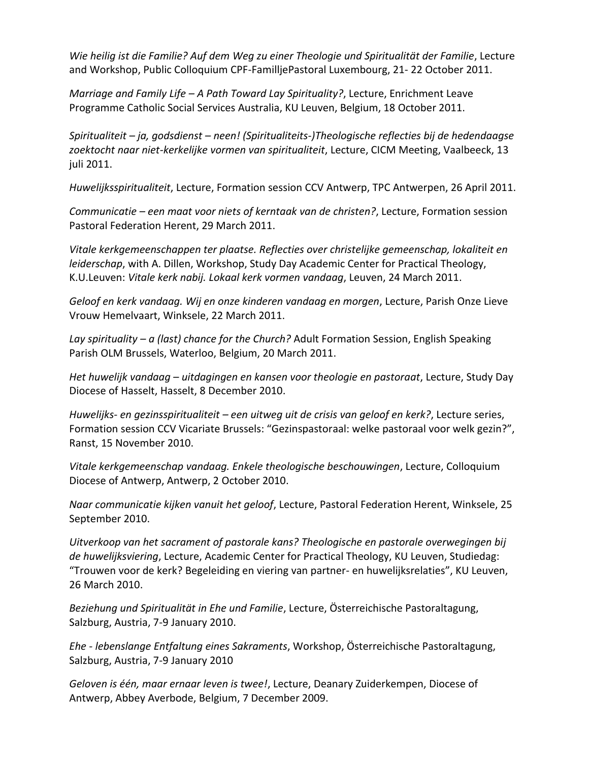*Wie heilig ist die Familie? Auf dem Weg zu einer Theologie und Spiritualität der Familie*, Lecture and Workshop, Public Colloquium CPF-FamilljePastoral Luxembourg, 21- 22 October 2011.

*Marriage and Family Life – A Path Toward Lay Spirituality?*, Lecture, Enrichment Leave Programme Catholic Social Services Australia, KU Leuven, Belgium, 18 October 2011.

*Spiritualiteit – ja, godsdienst – neen! (Spiritualiteits-)Theologische reflecties bij de hedendaagse zoektocht naar niet-kerkelijke vormen van spiritualiteit*, Lecture, CICM Meeting, Vaalbeeck, 13 juli 2011.

*Huwelijksspiritualiteit*, Lecture, Formation session CCV Antwerp, TPC Antwerpen, 26 April 2011.

*Communicatie – een maat voor niets of kerntaak van de christen?*, Lecture, Formation session Pastoral Federation Herent, 29 March 2011.

*Vitale kerkgemeenschappen ter plaatse. Reflecties over christelijke gemeenschap, lokaliteit en leiderschap*, with A. Dillen, Workshop, Study Day Academic Center for Practical Theology, K.U.Leuven: *Vitale kerk nabij. Lokaal kerk vormen vandaag*, Leuven, 24 March 2011.

*Geloof en kerk vandaag. Wij en onze kinderen vandaag en morgen*, Lecture, Parish Onze Lieve Vrouw Hemelvaart, Winksele, 22 March 2011.

*Lay spirituality – a (last) chance for the Church?* Adult Formation Session, English Speaking Parish OLM Brussels, Waterloo, Belgium, 20 March 2011.

*Het huwelijk vandaag – uitdagingen en kansen voor theologie en pastoraat*, Lecture, Study Day Diocese of Hasselt, Hasselt, 8 December 2010.

*Huwelijks- en gezinsspiritualiteit – een uitweg uit de crisis van geloof en kerk?*, Lecture series, Formation session CCV Vicariate Brussels: "Gezinspastoraal: welke pastoraal voor welk gezin?", Ranst, 15 November 2010.

*Vitale kerkgemeenschap vandaag. Enkele theologische beschouwingen*, Lecture, Colloquium Diocese of Antwerp, Antwerp, 2 October 2010.

*Naar communicatie kijken vanuit het geloof*, Lecture, Pastoral Federation Herent, Winksele, 25 September 2010.

*Uitverkoop van het sacrament of pastorale kans? Theologische en pastorale overwegingen bij de huwelijksviering*, Lecture, Academic Center for Practical Theology, KU Leuven, Studiedag: "Trouwen voor de kerk? Begeleiding en viering van partner- en huwelijksrelaties", KU Leuven, 26 March 2010.

*Beziehung und Spiritualität in Ehe und Familie*, Lecture, Österreichische Pastoraltagung, Salzburg, Austria, 7-9 January 2010.

*Ehe - lebenslange Entfaltung eines Sakraments*, Workshop, Österreichische Pastoraltagung, Salzburg, Austria, 7-9 January 2010

*Geloven is één, maar ernaar leven is twee!*, Lecture, Deanary Zuiderkempen, Diocese of Antwerp, Abbey Averbode, Belgium, 7 December 2009.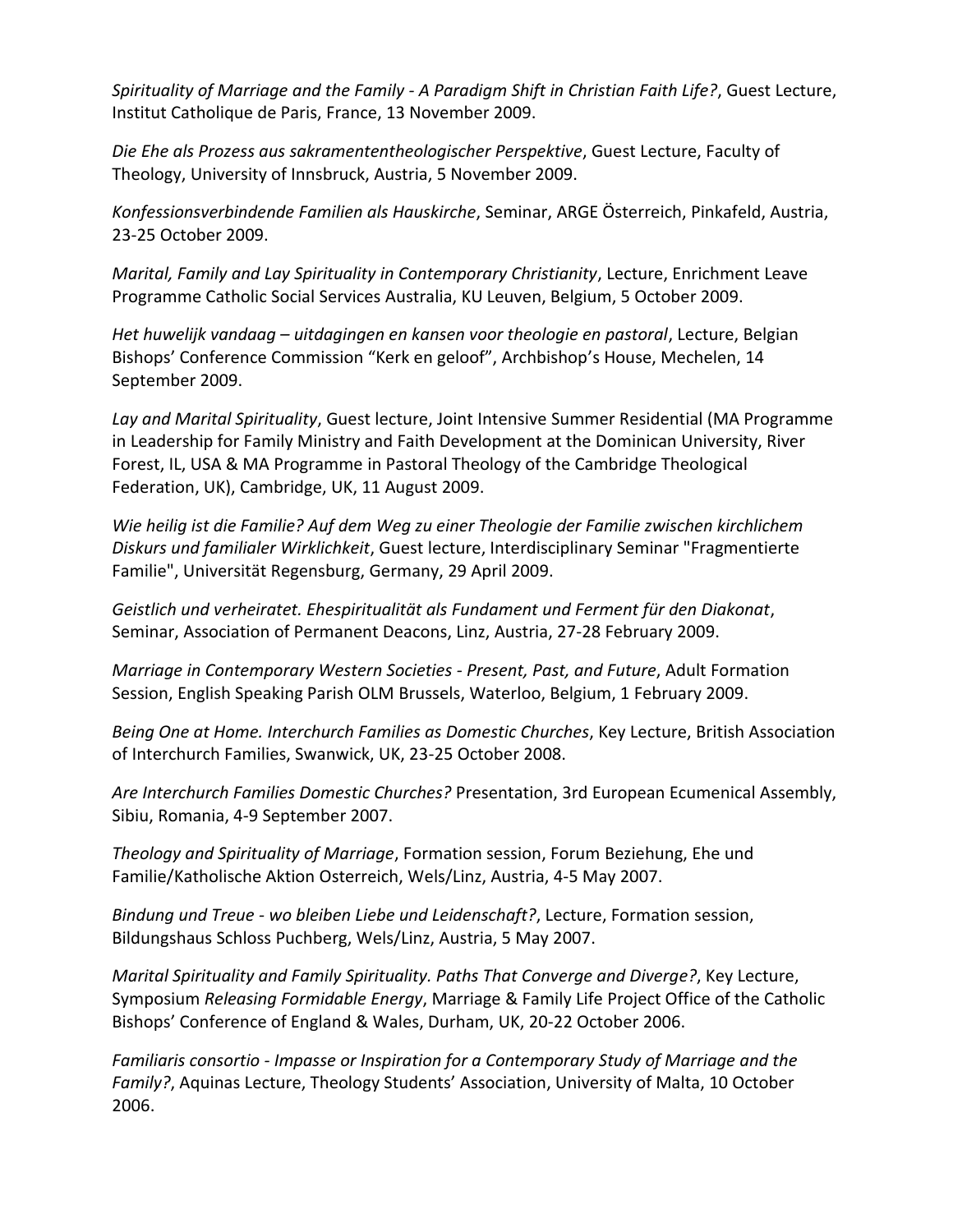*Spirituality of Marriage and the Family - A Paradigm Shift in Christian Faith Life?*, Guest Lecture, Institut Catholique de Paris, France, 13 November 2009.

*Die Ehe als Prozess aus sakramententheologischer Perspektive*, Guest Lecture, Faculty of Theology, University of Innsbruck, Austria, 5 November 2009.

*Konfessionsverbindende Familien als Hauskirche*, Seminar, ARGE Österreich, Pinkafeld, Austria, 23-25 October 2009.

*Marital, Family and Lay Spirituality in Contemporary Christianity*, Lecture, Enrichment Leave Programme Catholic Social Services Australia, KU Leuven, Belgium, 5 October 2009.

*Het huwelijk vandaag – uitdagingen en kansen voor theologie en pastoral*, Lecture, Belgian Bishops' Conference Commission "Kerk en geloof", Archbishop's House, Mechelen, 14 September 2009.

*Lay and Marital Spirituality*, Guest lecture, Joint Intensive Summer Residential (MA Programme in Leadership for Family Ministry and Faith Development at the Dominican University, River Forest, IL, USA & MA Programme in Pastoral Theology of the Cambridge Theological Federation, UK), Cambridge, UK, 11 August 2009.

*Wie heilig ist die Familie? Auf dem Weg zu einer Theologie der Familie zwischen kirchlichem Diskurs und familialer Wirklichkeit*, Guest lecture, Interdisciplinary Seminar "Fragmentierte Familie", Universität Regensburg, Germany, 29 April 2009.

*Geistlich und verheiratet. Ehespiritualität als Fundament und Ferment für den Diakonat*, Seminar, Association of Permanent Deacons, Linz, Austria, 27-28 February 2009.

*Marriage in Contemporary Western Societies - Present, Past, and Future*, Adult Formation Session, English Speaking Parish OLM Brussels, Waterloo, Belgium, 1 February 2009.

*Being One at Home. Interchurch Families as Domestic Churches*, Key Lecture, British Association of Interchurch Families, Swanwick, UK, 23-25 October 2008.

*Are Interchurch Families Domestic Churches?* Presentation, 3rd European Ecumenical Assembly, Sibiu, Romania, 4-9 September 2007.

*Theology and Spirituality of Marriage*, Formation session, Forum Beziehung, Ehe und Familie/Katholische Aktion Osterreich, Wels/Linz, Austria, 4-5 May 2007.

*Bindung und Treue - wo bleiben Liebe und Leidenschaft?*, Lecture, Formation session, Bildungshaus Schloss Puchberg, Wels/Linz, Austria, 5 May 2007.

*Marital Spirituality and Family Spirituality. Paths That Converge and Diverge?*, Key Lecture, Symposium *Releasing Formidable Energy*, Marriage & Family Life Project Office of the Catholic Bishops' Conference of England & Wales, Durham, UK, 20-22 October 2006.

*Familiaris consortio - Impasse or Inspiration for a Contemporary Study of Marriage and the Family?*, Aquinas Lecture, Theology Students' Association, University of Malta, 10 October 2006.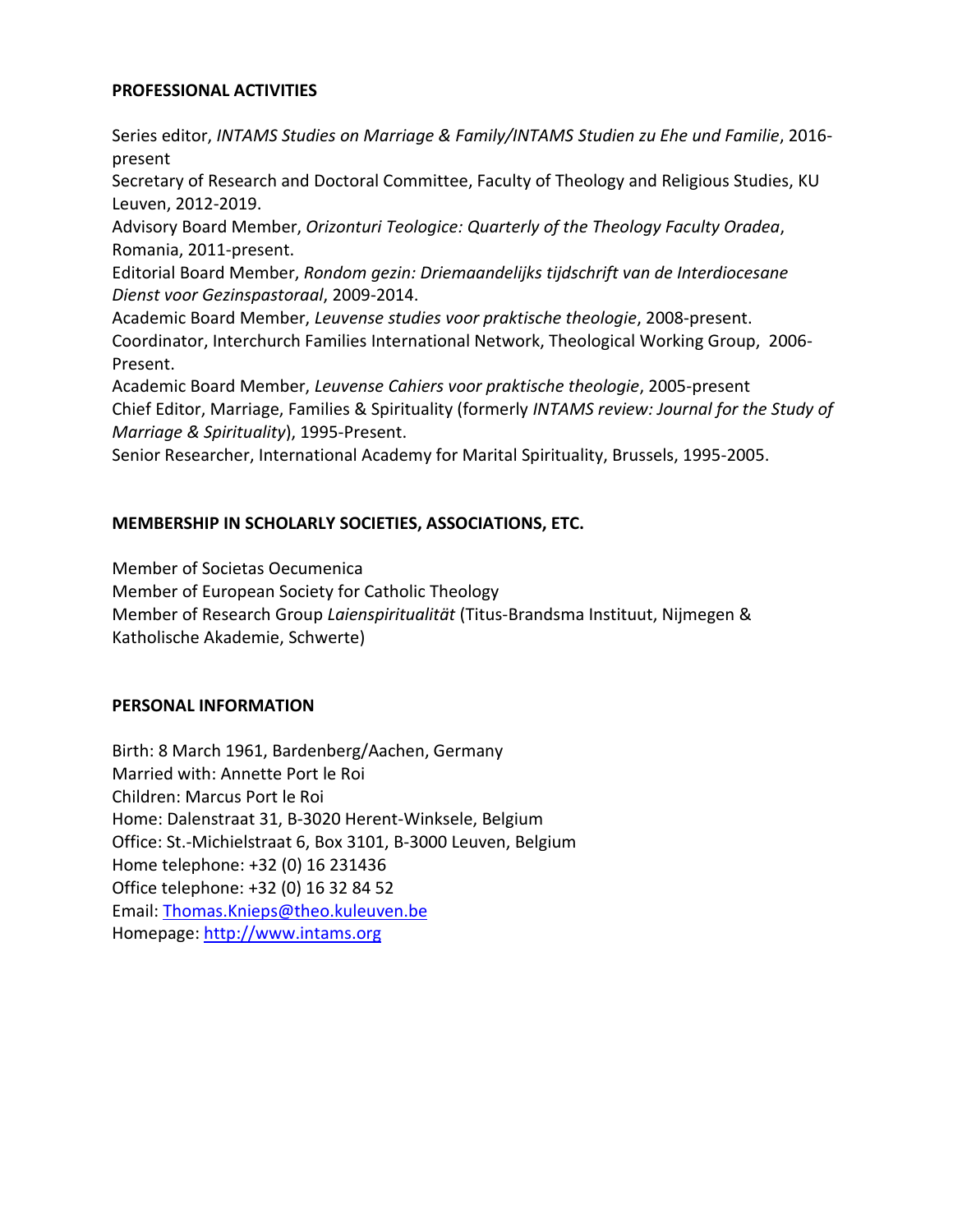**PROFESSIONAL ACTIVITIES**

Series editor, *INTAMS Studies on Marriage & Family/INTAMS Studien zu Ehe und Familie*, 2016-present

Secretary of Research and Doctoral Committee, Faculty of Theology and Religious Studies, KU Leuven, 2012-2019.

Advisory Board Member, *Orizonturi Teologice: Quarterly of the Theology Faculty Oradea*, Romania, 2011-present.

Editorial Board Member, *Rondom gezin: Driemaandelijks tijdschrift van de Interdiocesane Dienst voor Gezinspastoraal*, 2009-2014.

Academic Board Member, *Leuvense studies voor praktische theologie*, 2008-present.

Coordinator, Interchurch Families International Network, Theological Working Group, 2006-Present.

Academic Board Member, *Leuvense Cahiers voor praktische theologie*, 2005-present

Chief Editor, Marriage, Families & Spirituality (formerly *INTAMS review: Journal for the Study of Marriage & Spirituality*), 1995-Present.

Senior Researcher, International Academy for Marital Spirituality, Brussels, 1995-2005.

**MEMBERSHIP IN SCHOLARLY SOCIETIES, ASSOCIATIONS, ETC.**

Member of Societas Oecumenica

Member of European Society for Catholic Theology

Member of Research Group *Laienspiritualität* (Titus-Brandsma Instituut, Nijmegen & Katholische Akademie, Schwerte)

**PERSONAL INFORMATION**

Birth: 8 March 1961, Bardenberg/Aachen, Germany

Married with: Annette Port le Roi

Children: Marcus Port le Roi

Home: Dalenstraat 31, B-3020 Herent-Winksele, Belgium

Office: St.-Michielstraat 6, Box 3101, B-3000 Leuven, Belgium

Home telephone: +32 (0) 16 231436

Office telephone: +32 (0) 16 32 84 52

Email: Thomas.Knieps@theo.kuleuven.be

Homepage: http://www.intams.org